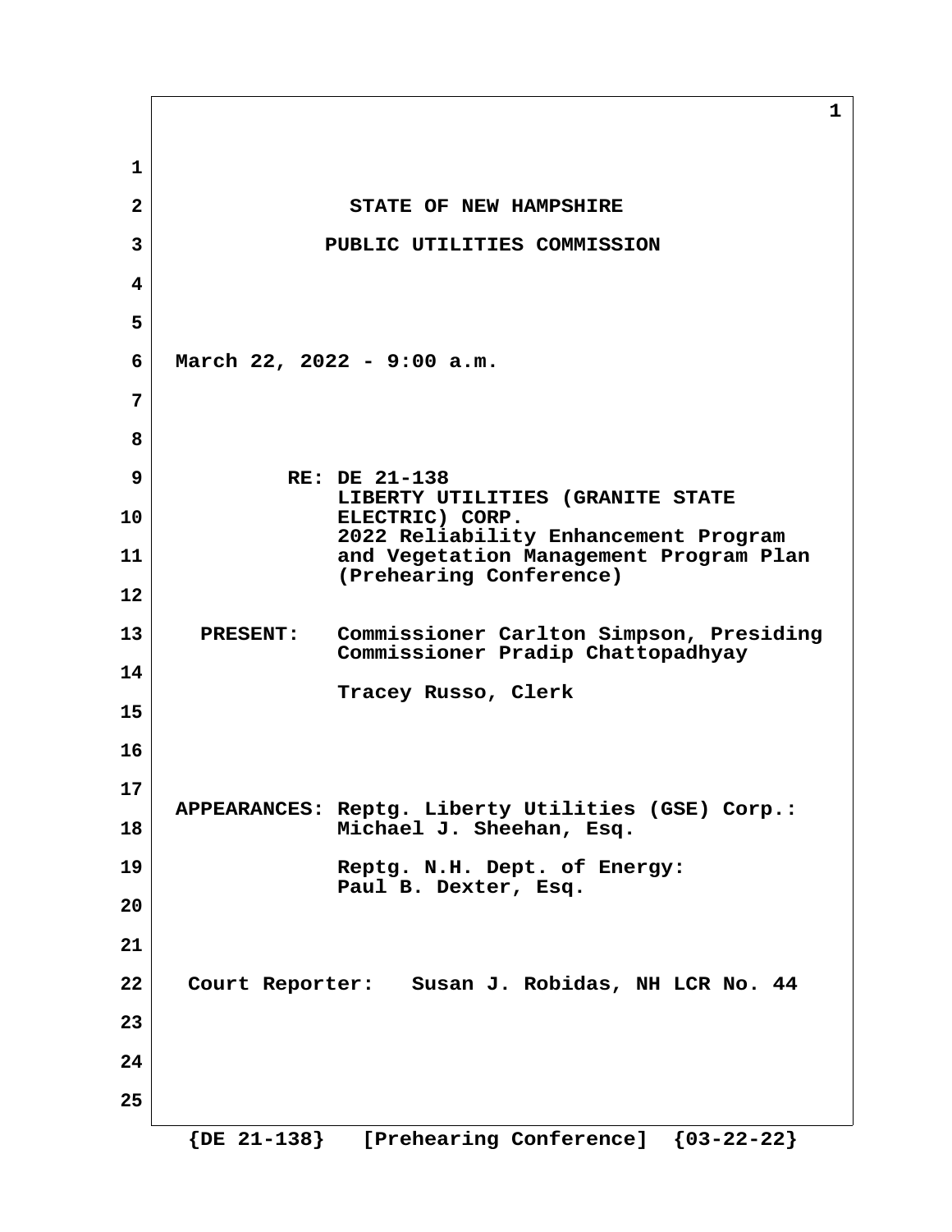# STATE OF NEW HAMPSHIRE

## PUBLIC UTILITIES COMMISSION

March 22, 2022 - 9:00 a.m.

RE: DE 21-138
LIBERTY UTILITIES (GRANITE STATE ELECTRIC) CORP.
2022 Reliability Enhancement Program and Vegetation Management Program Plan
(Prehearing Conference)

PRESENT: Commissioner Carlton Simpson, Presiding
Commissioner Pradip Chattopadhyay

Tracey Russo, Clerk

APPEARANCES: Reptg. Liberty Utilities (GSE) Corp.:
Michael J. Sheehan, Esq.

Reptg. N.H. Dept. of Energy:
Paul B. Dexter, Esq.

Court Reporter: Susan J. Robidas, NH LCR No. 44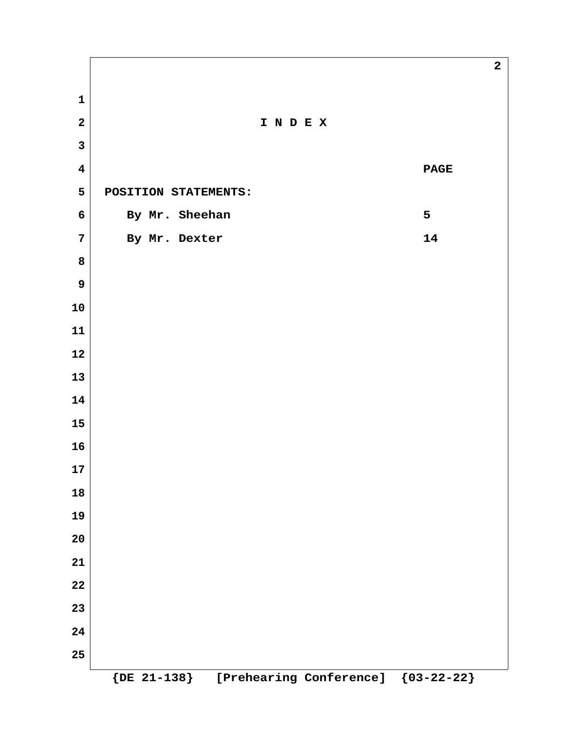# I N D E X

| | PAGE |
|---|---|
| **POSITION STATEMENTS:** | |
| By Mr. Sheehan | 5 |
| By Mr. Dexter | 14 |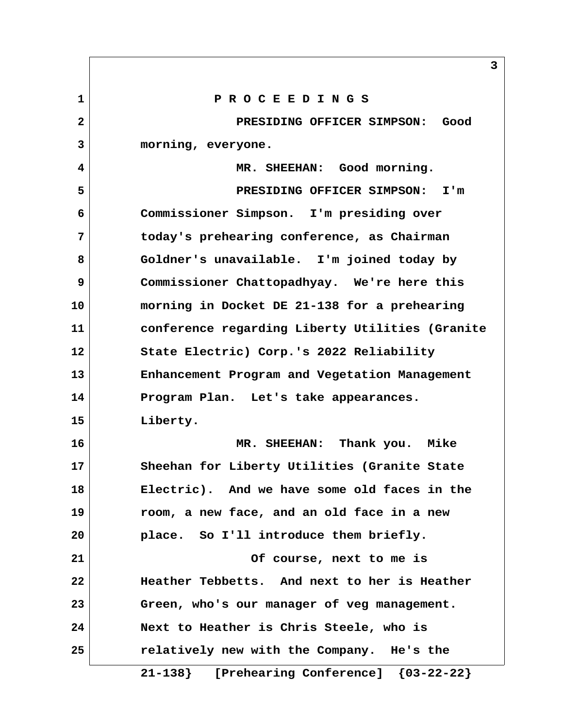P R O C E E D I N G S

PRESIDING OFFICER SIMPSON: Good morning, everyone.

MR. SHEEHAN: Good morning.

PRESIDING OFFICER SIMPSON: I'm Commissioner Simpson. I'm presiding over today's prehearing conference, as Chairman Goldner's unavailable. I'm joined today by Commissioner Chattopadhyay. We're here this morning in Docket DE 21-138 for a prehearing conference regarding Liberty Utilities (Granite State Electric) Corp.'s 2022 Reliability Enhancement Program and Vegetation Management Program Plan. Let's take appearances. Liberty.

MR. SHEEHAN: Thank you. Mike Sheehan for Liberty Utilities (Granite State Electric). And we have some old faces in the room, a new face, and an old face in a new place. So I'll introduce them briefly.

Of course, next to me is Heather Tebbetts. And next to her is Heather Green, who's our manager of veg management. Next to Heather is Chris Steele, who is relatively new with the Company. He's the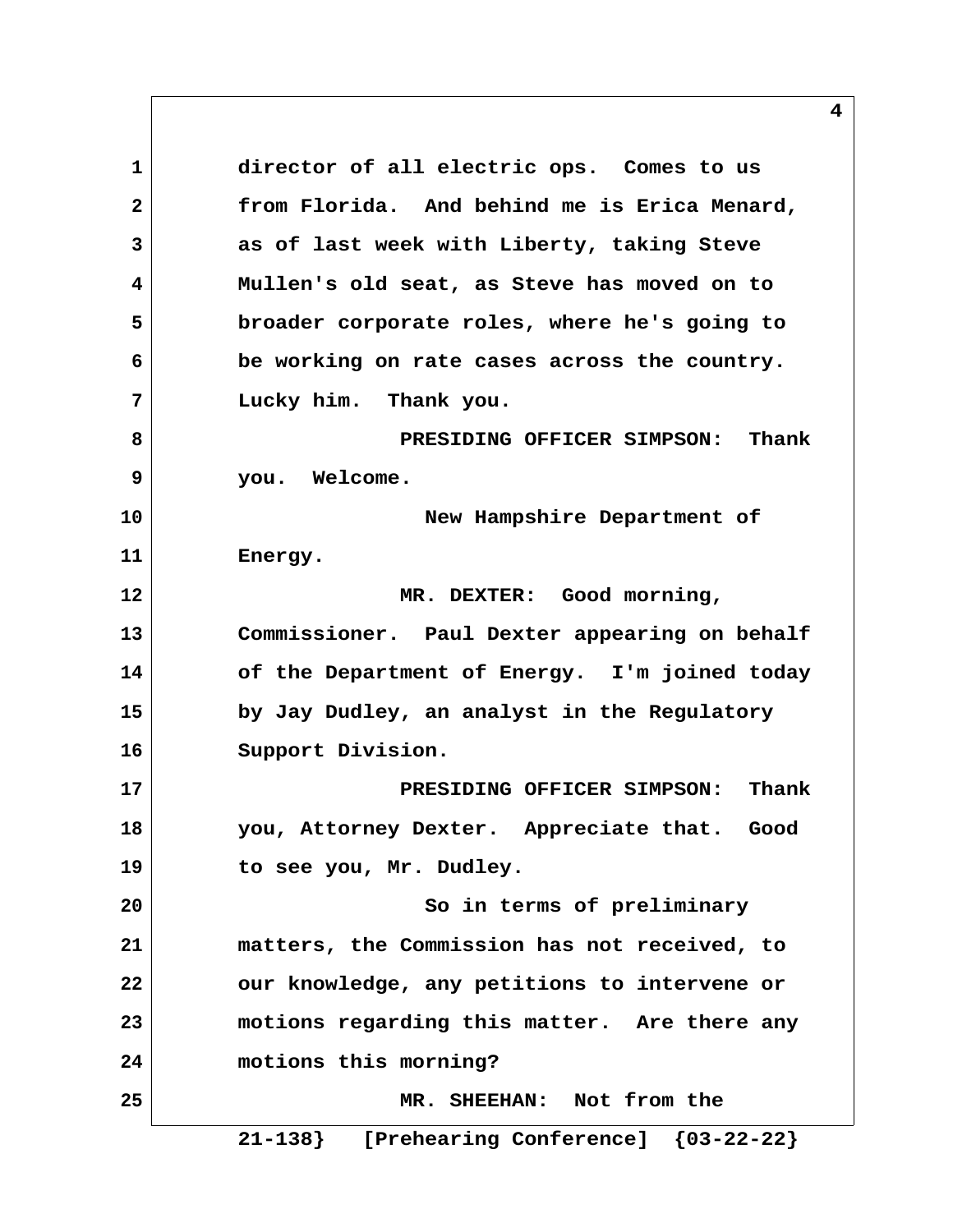director of all electric ops. Comes to us from Florida. And behind me is Erica Menard, as of last week with Liberty, taking Steve Mullen's old seat, as Steve has moved on to broader corporate roles, where he's going to be working on rate cases across the country. Lucky him. Thank you.

PRESIDING OFFICER SIMPSON: Thank you. Welcome.

New Hampshire Department of Energy.

MR. DEXTER: Good morning, Commissioner. Paul Dexter appearing on behalf of the Department of Energy. I'm joined today by Jay Dudley, an analyst in the Regulatory Support Division.

PRESIDING OFFICER SIMPSON: Thank you, Attorney Dexter. Appreciate that. Good to see you, Mr. Dudley.

So in terms of preliminary matters, the Commission has not received, to our knowledge, any petitions to intervene or motions regarding this matter. Are there any motions this morning?

MR. SHEEHAN: Not from the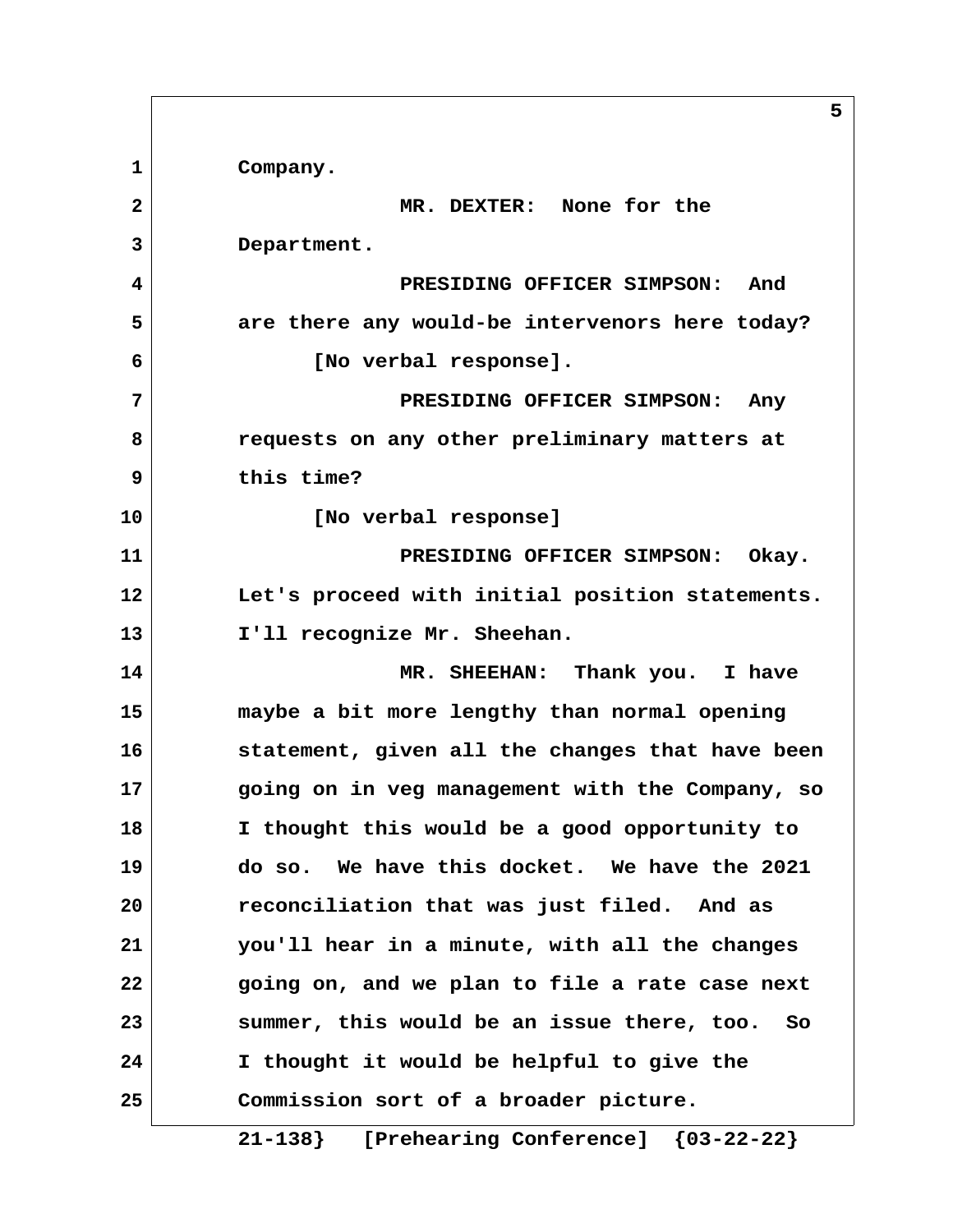Company.

MR. DEXTER: None for the Department.

PRESIDING OFFICER SIMPSON: And are there any would-be intervenors here today?

[No verbal response].

PRESIDING OFFICER SIMPSON: Any requests on any other preliminary matters at this time?

[No verbal response]

PRESIDING OFFICER SIMPSON: Okay. Let's proceed with initial position statements. I'll recognize Mr. Sheehan.

MR. SHEEHAN: Thank you. I have maybe a bit more lengthy than normal opening statement, given all the changes that have been going on in veg management with the Company, so I thought this would be a good opportunity to do so. We have this docket. We have the 2021 reconciliation that was just filed. And as you'll hear in a minute, with all the changes going on, and we plan to file a rate case next summer, this would be an issue there, too. So I thought it would be helpful to give the Commission sort of a broader picture.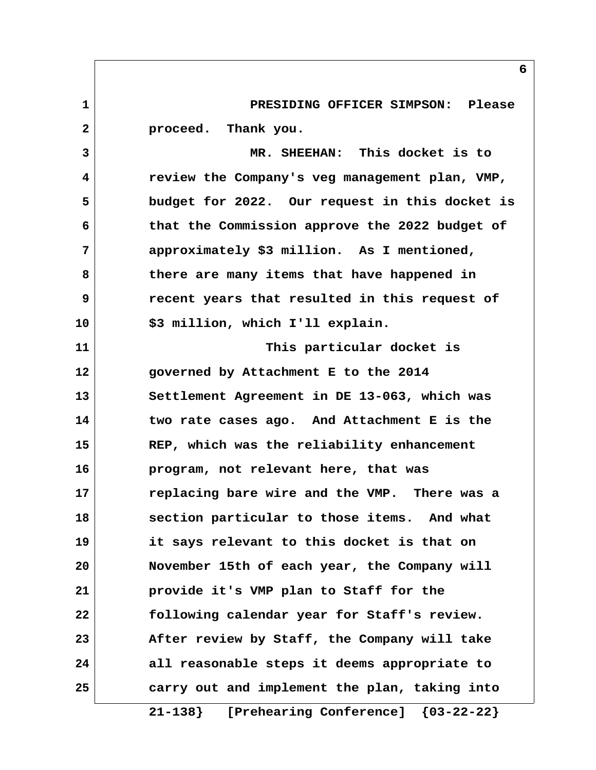PRESIDING OFFICER SIMPSON: Please proceed. Thank you.

MR. SHEEHAN: This docket is to review the Company's veg management plan, VMP, budget for 2022. Our request in this docket is that the Commission approve the 2022 budget of approximately $3 million. As I mentioned, there are many items that have happened in recent years that resulted in this request of $3 million, which I'll explain.

This particular docket is governed by Attachment E to the 2014 Settlement Agreement in DE 13-063, which was two rate cases ago. And Attachment E is the REP, which was the reliability enhancement program, not relevant here, that was replacing bare wire and the VMP. There was a section particular to those items. And what it says relevant to this docket is that on November 15th of each year, the Company will provide it's VMP plan to Staff for the following calendar year for Staff's review. After review by Staff, the Company will take all reasonable steps it deems appropriate to carry out and implement the plan, taking into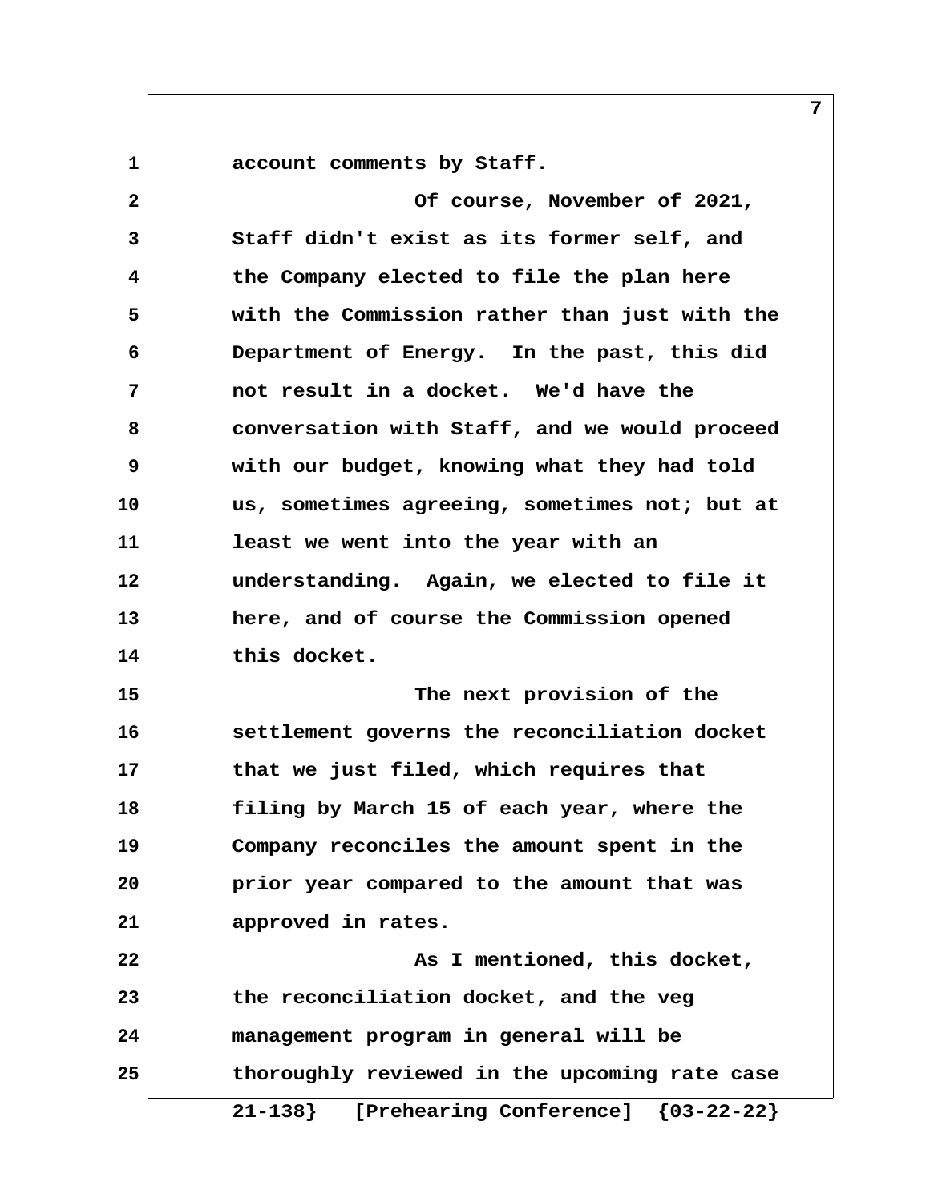account comments by Staff.

Of course, November of 2021, Staff didn't exist as its former self, and the Company elected to file the plan here with the Commission rather than just with the Department of Energy. In the past, this did not result in a docket. We'd have the conversation with Staff, and we would proceed with our budget, knowing what they had told us, sometimes agreeing, sometimes not; but at least we went into the year with an understanding. Again, we elected to file it here, and of course the Commission opened this docket.

The next provision of the settlement governs the reconciliation docket that we just filed, which requires that filing by March 15 of each year, where the Company reconciles the amount spent in the prior year compared to the amount that was approved in rates.

As I mentioned, this docket, the reconciliation docket, and the veg management program in general will be thoroughly reviewed in the upcoming rate case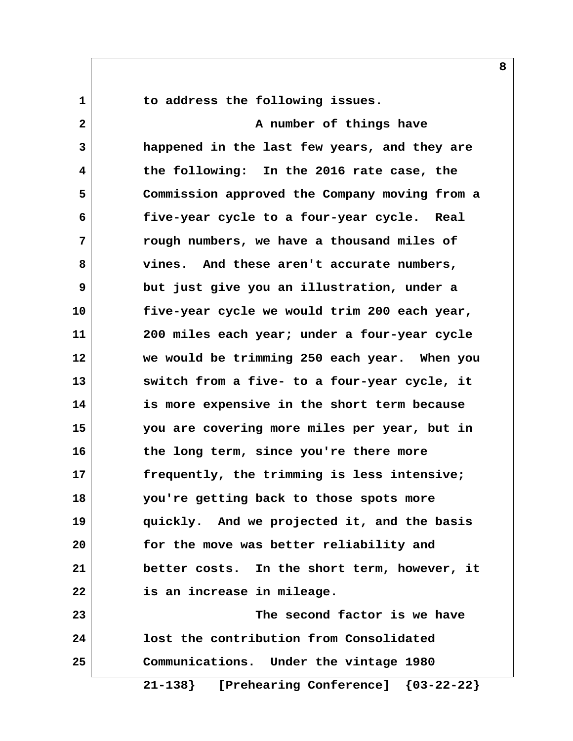to address the following issues.

A number of things have happened in the last few years, and they are the following: In the 2016 rate case, the Commission approved the Company moving from a five-year cycle to a four-year cycle. Real rough numbers, we have a thousand miles of vines. And these aren't accurate numbers, but just give you an illustration, under a five-year cycle we would trim 200 each year, 200 miles each year; under a four-year cycle we would be trimming 250 each year. When you switch from a five- to a four-year cycle, it is more expensive in the short term because you are covering more miles per year, but in the long term, since you're there more frequently, the trimming is less intensive; you're getting back to those spots more quickly. And we projected it, and the basis for the move was better reliability and better costs. In the short term, however, it is an increase in mileage.

The second factor is we have lost the contribution from Consolidated Communications. Under the vintage 1980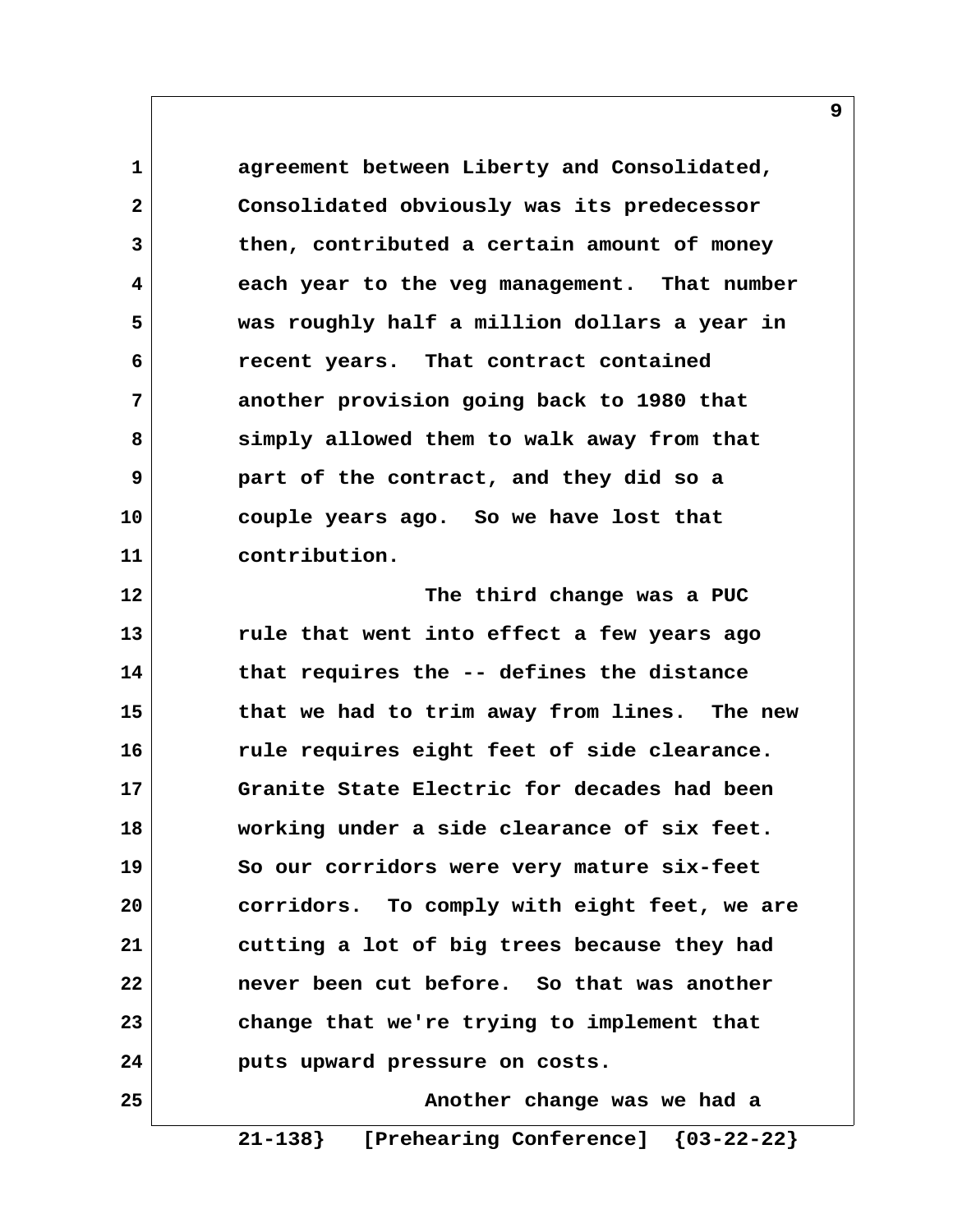agreement between Liberty and Consolidated, Consolidated obviously was its predecessor then, contributed a certain amount of money each year to the veg management. That number was roughly half a million dollars a year in recent years. That contract contained another provision going back to 1980 that simply allowed them to walk away from that part of the contract, and they did so a couple years ago. So we have lost that contribution.

The third change was a PUC rule that went into effect a few years ago that requires the -- defines the distance that we had to trim away from lines. The new rule requires eight feet of side clearance. Granite State Electric for decades had been working under a side clearance of six feet. So our corridors were very mature six-feet corridors. To comply with eight feet, we are cutting a lot of big trees because they had never been cut before. So that was another change that we're trying to implement that puts upward pressure on costs.

Another change was we had a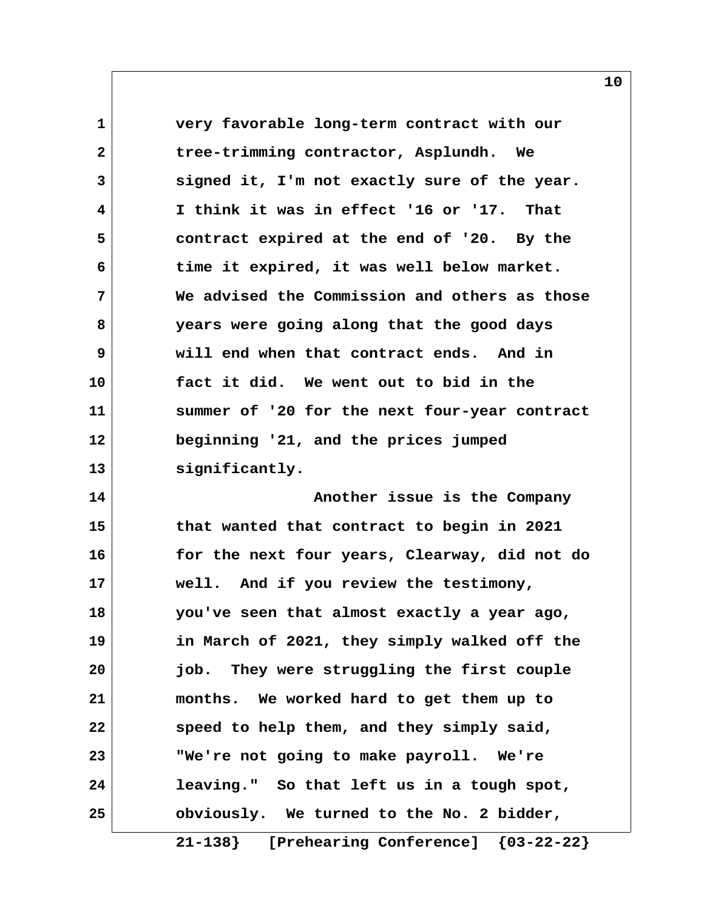very favorable long-term contract with our tree-trimming contractor, Asplundh. We signed it, I'm not exactly sure of the year. I think it was in effect '16 or '17. That contract expired at the end of '20. By the time it expired, it was well below market. We advised the Commission and others as those years were going along that the good days will end when that contract ends. And in fact it did. We went out to bid in the summer of '20 for the next four-year contract beginning '21, and the prices jumped significantly.

Another issue is the Company that wanted that contract to begin in 2021 for the next four years, Clearway, did not do well. And if you review the testimony, you've seen that almost exactly a year ago, in March of 2021, they simply walked off the job. They were struggling the first couple months. We worked hard to get them up to speed to help them, and they simply said, "We're not going to make payroll. We're leaving." So that left us in a tough spot, obviously. We turned to the No. 2 bidder,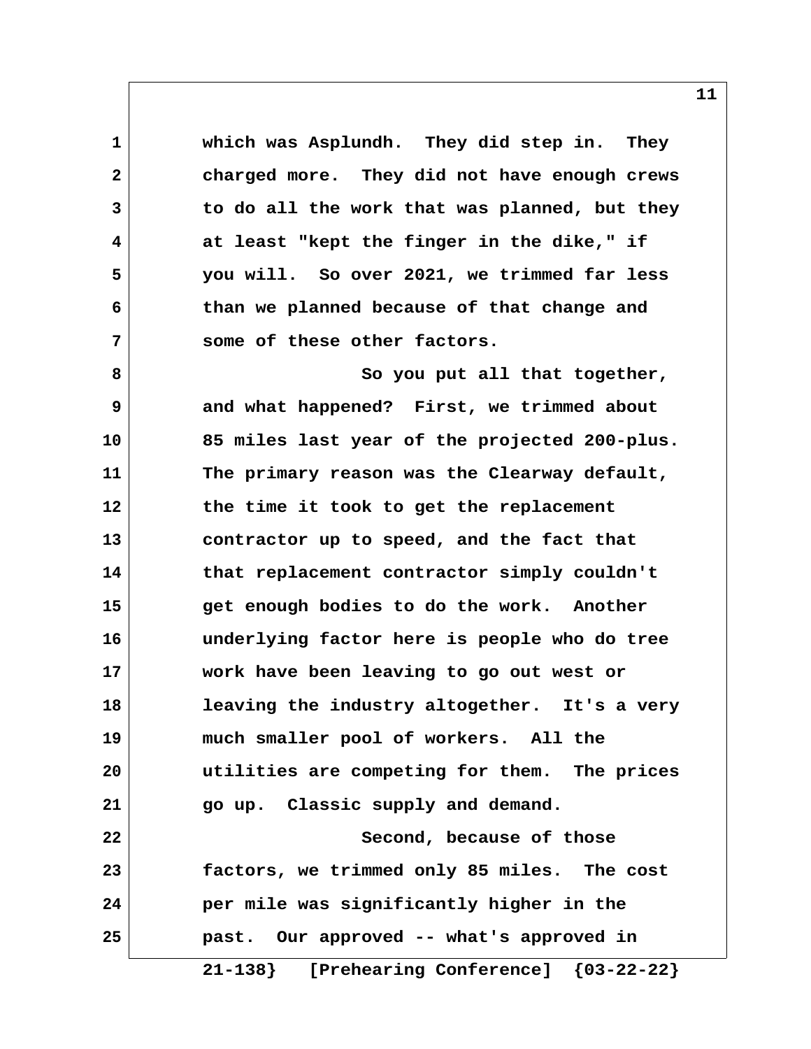which was Asplundh. They did step in. They charged more. They did not have enough crews to do all the work that was planned, but they at least "kept the finger in the dike," if you will. So over 2021, we trimmed far less than we planned because of that change and some of these other factors.

So you put all that together, and what happened? First, we trimmed about 85 miles last year of the projected 200-plus. The primary reason was the Clearway default, the time it took to get the replacement contractor up to speed, and the fact that that replacement contractor simply couldn't get enough bodies to do the work. Another underlying factor here is people who do tree work have been leaving to go out west or leaving the industry altogether. It's a very much smaller pool of workers. All the utilities are competing for them. The prices go up. Classic supply and demand.

Second, because of those factors, we trimmed only 85 miles. The cost per mile was significantly higher in the past. Our approved -- what's approved in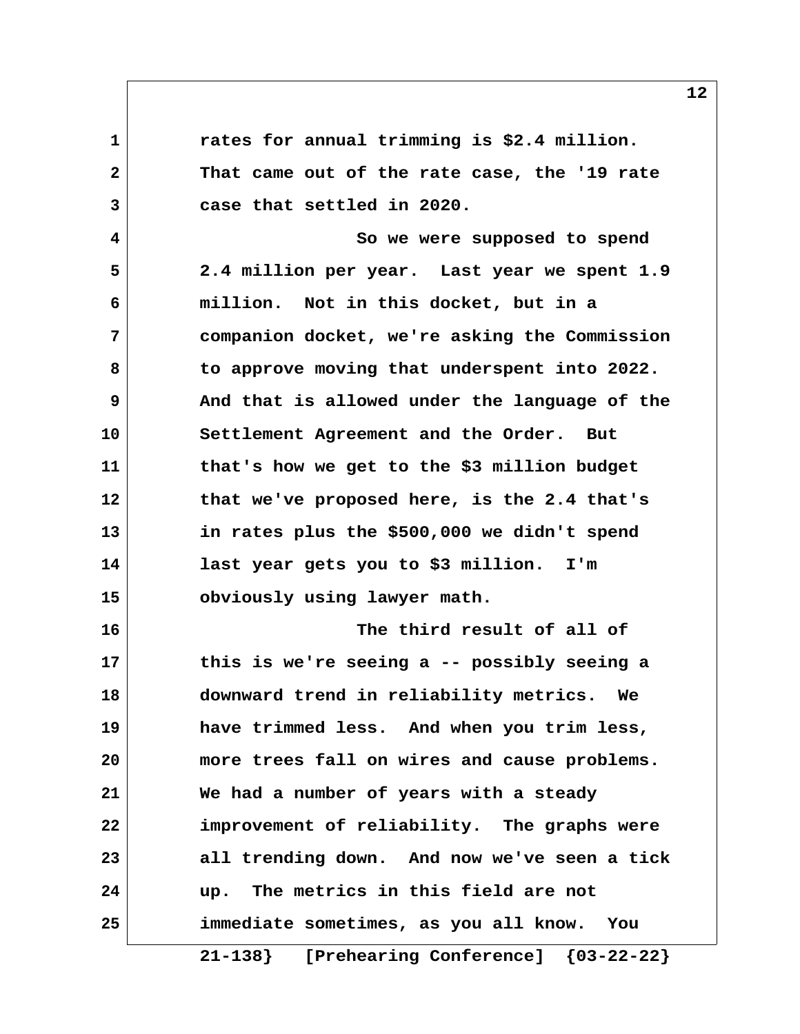rates for annual trimming is $2.4 million. That came out of the rate case, the '19 rate case that settled in 2020.

So we were supposed to spend 2.4 million per year. Last year we spent 1.9 million. Not in this docket, but in a companion docket, we're asking the Commission to approve moving that underspent into 2022. And that is allowed under the language of the Settlement Agreement and the Order. But that's how we get to the $3 million budget that we've proposed here, is the 2.4 that's in rates plus the $500,000 we didn't spend last year gets you to $3 million. I'm obviously using lawyer math.

The third result of all of this is we're seeing a -- possibly seeing a downward trend in reliability metrics. We have trimmed less. And when you trim less, more trees fall on wires and cause problems. We had a number of years with a steady improvement of reliability. The graphs were all trending down. And now we've seen a tick up. The metrics in this field are not immediate sometimes, as you all know. You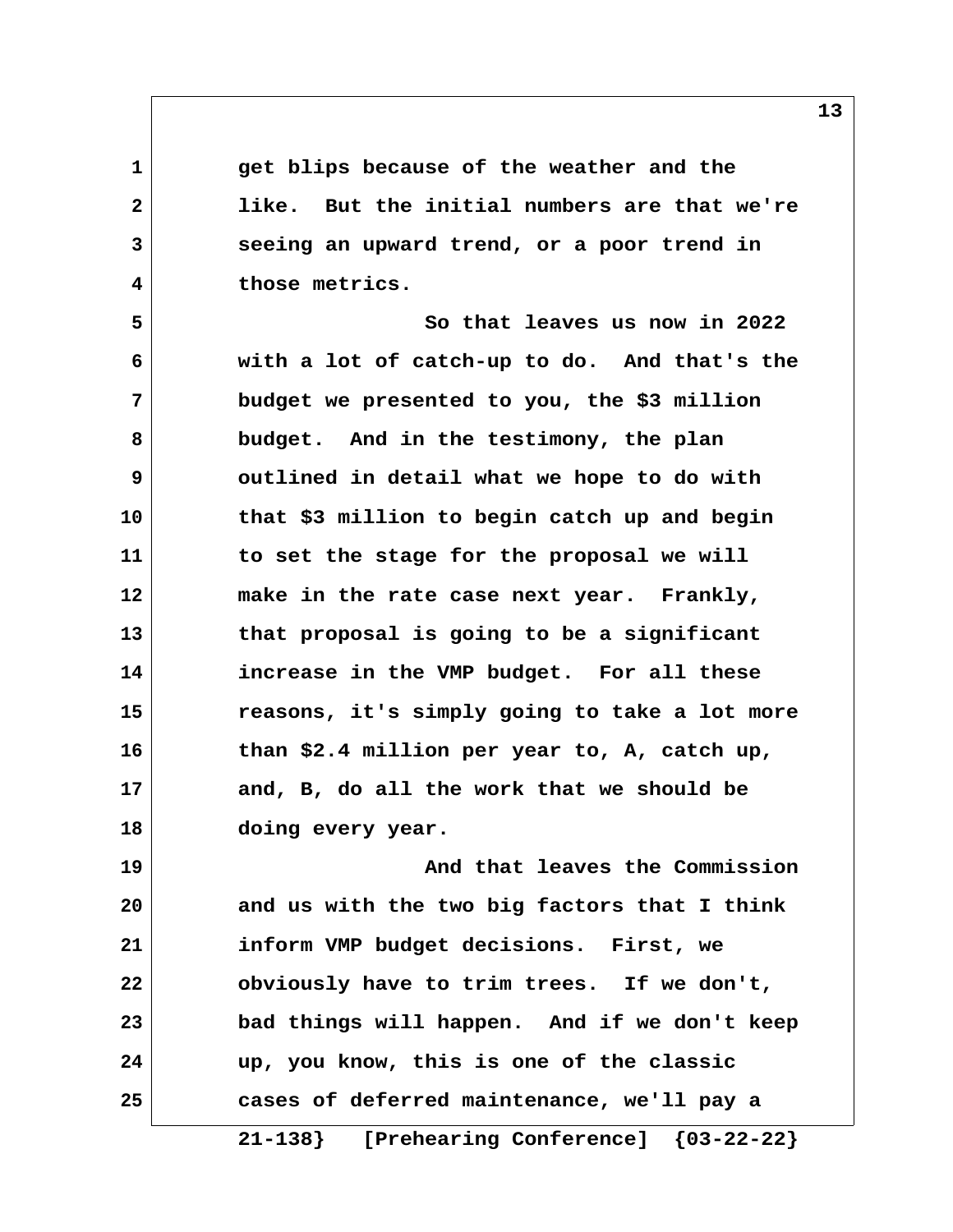get blips because of the weather and the like. But the initial numbers are that we're seeing an upward trend, or a poor trend in those metrics.

So that leaves us now in 2022 with a lot of catch-up to do. And that's the budget we presented to you, the $3 million budget. And in the testimony, the plan outlined in detail what we hope to do with that $3 million to begin catch up and begin to set the stage for the proposal we will make in the rate case next year. Frankly, that proposal is going to be a significant increase in the VMP budget. For all these reasons, it's simply going to take a lot more than $2.4 million per year to, A, catch up, and, B, do all the work that we should be doing every year.

And that leaves the Commission and us with the two big factors that I think inform VMP budget decisions. First, we obviously have to trim trees. If we don't, bad things will happen. And if we don't keep up, you know, this is one of the classic cases of deferred maintenance, we'll pay a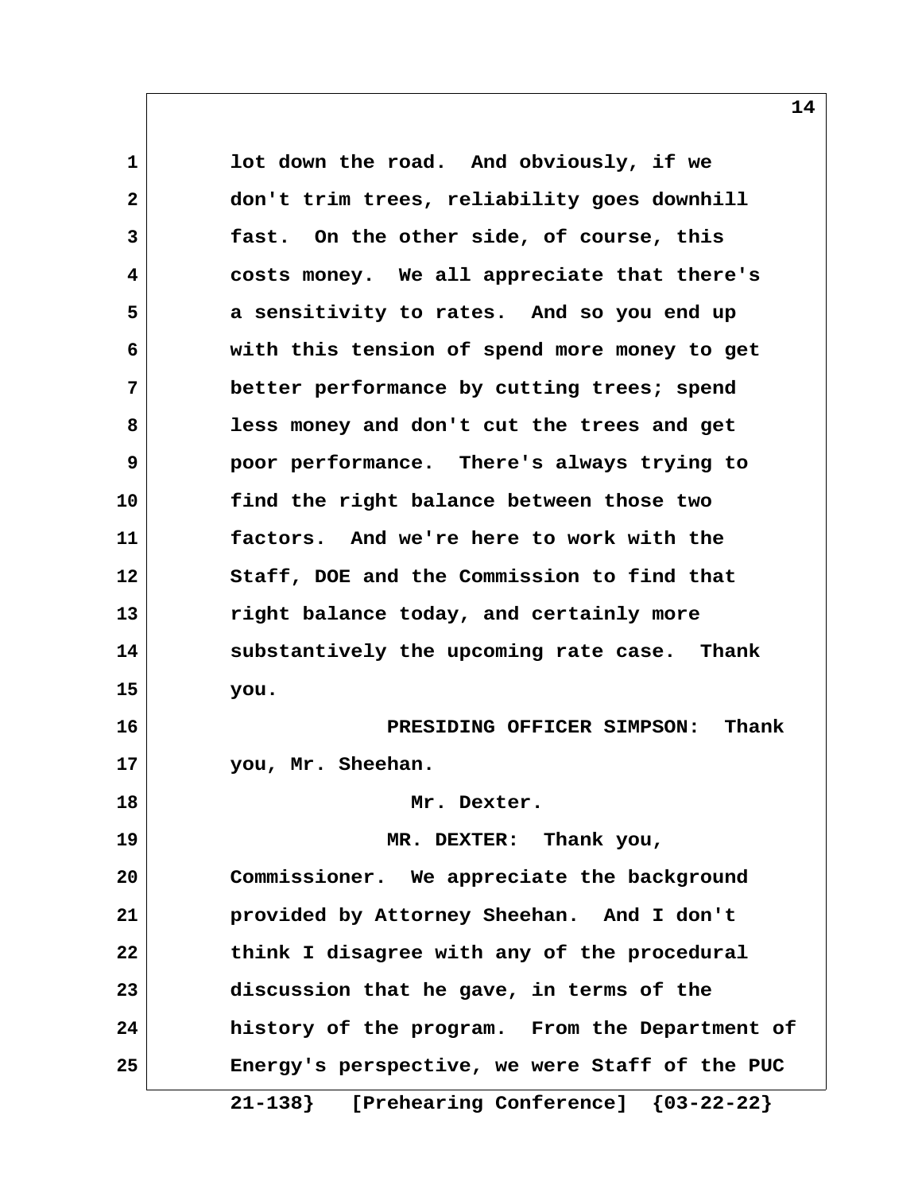lot down the road. And obviously, if we don't trim trees, reliability goes downhill fast. On the other side, of course, this costs money. We all appreciate that there's a sensitivity to rates. And so you end up with this tension of spend more money to get better performance by cutting trees; spend less money and don't cut the trees and get poor performance. There's always trying to find the right balance between those two factors. And we're here to work with the Staff, DOE and the Commission to find that right balance today, and certainly more substantively the upcoming rate case. Thank you.

PRESIDING OFFICER SIMPSON: Thank you, Mr. Sheehan.

Mr. Dexter.

MR. DEXTER: Thank you, Commissioner. We appreciate the background provided by Attorney Sheehan. And I don't think I disagree with any of the procedural discussion that he gave, in terms of the history of the program. From the Department of Energy's perspective, we were Staff of the PUC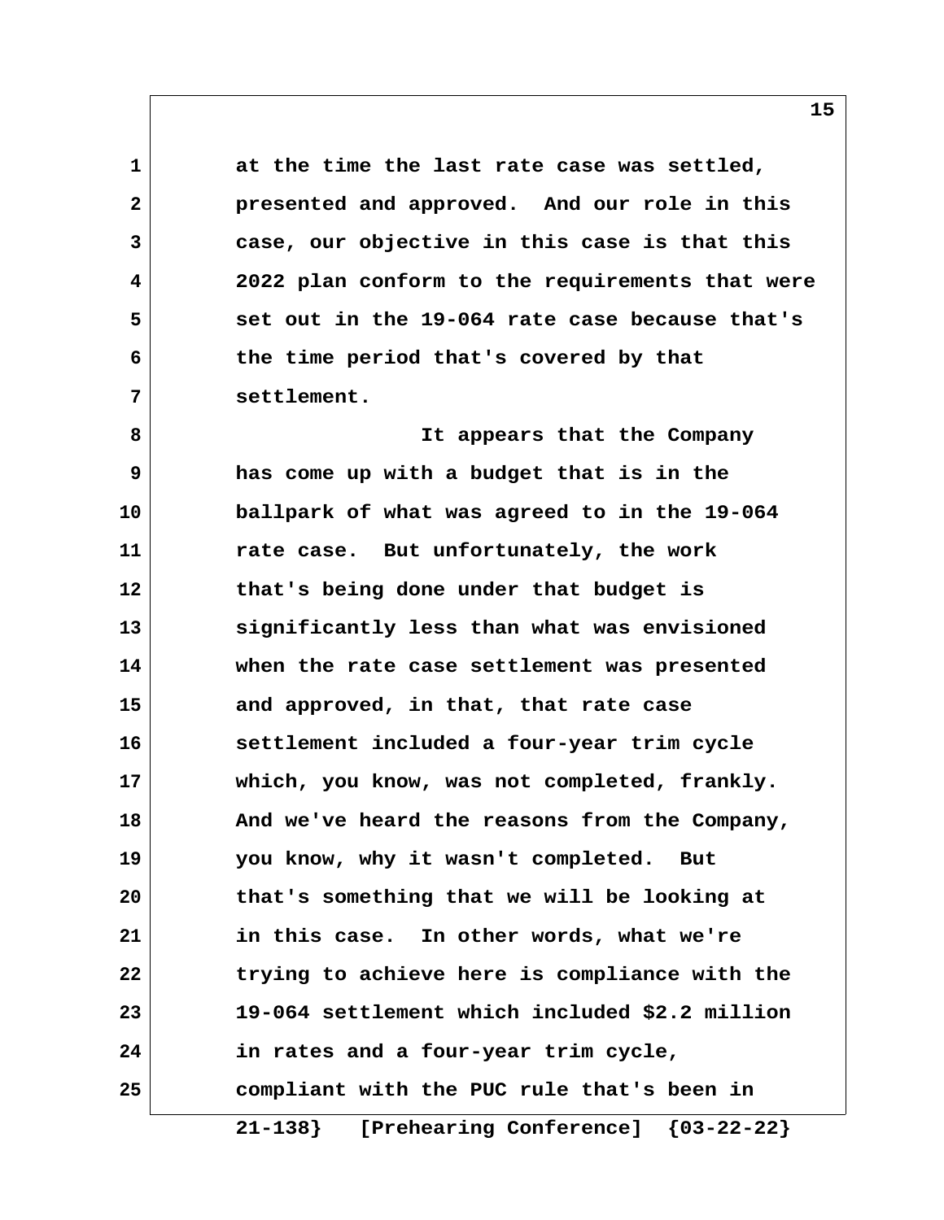at the time the last rate case was settled, presented and approved. And our role in this case, our objective in this case is that this 2022 plan conform to the requirements that were set out in the 19-064 rate case because that's the time period that's covered by that settlement.

It appears that the Company has come up with a budget that is in the ballpark of what was agreed to in the 19-064 rate case. But unfortunately, the work that's being done under that budget is significantly less than what was envisioned when the rate case settlement was presented and approved, in that, that rate case settlement included a four-year trim cycle which, you know, was not completed, frankly. And we've heard the reasons from the Company, you know, why it wasn't completed. But that's something that we will be looking at in this case. In other words, what we're trying to achieve here is compliance with the 19-064 settlement which included $2.2 million in rates and a four-year trim cycle, compliant with the PUC rule that's been in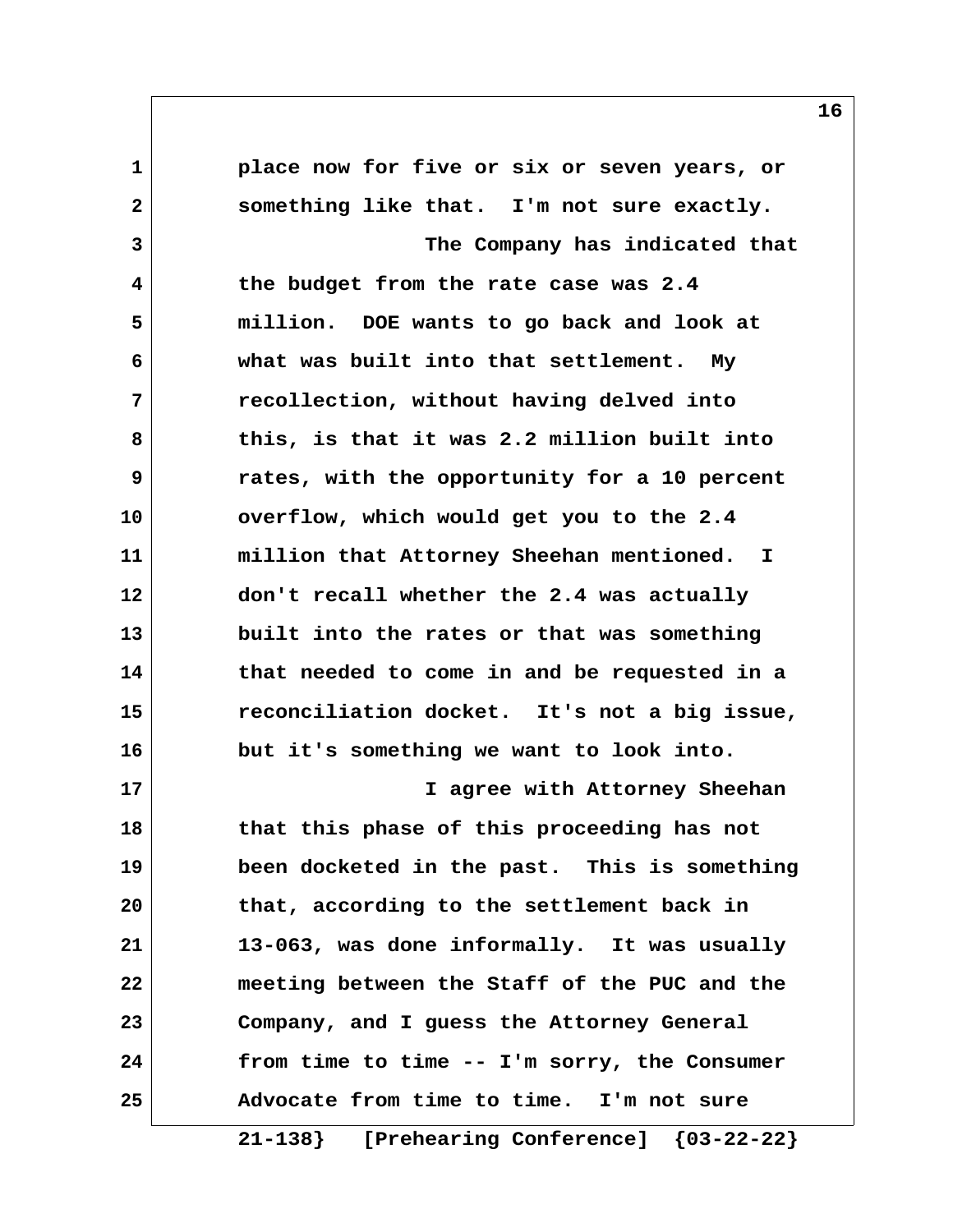place now for five or six or seven years, or something like that. I'm not sure exactly.

The Company has indicated that the budget from the rate case was 2.4 million. DOE wants to go back and look at what was built into that settlement. My recollection, without having delved into this, is that it was 2.2 million built into rates, with the opportunity for a 10 percent overflow, which would get you to the 2.4 million that Attorney Sheehan mentioned. I don't recall whether the 2.4 was actually built into the rates or that was something that needed to come in and be requested in a reconciliation docket. It's not a big issue, but it's something we want to look into.

I agree with Attorney Sheehan that this phase of this proceeding has not been docketed in the past. This is something that, according to the settlement back in 13-063, was done informally. It was usually meeting between the Staff of the PUC and the Company, and I guess the Attorney General from time to time -- I'm sorry, the Consumer Advocate from time to time. I'm not sure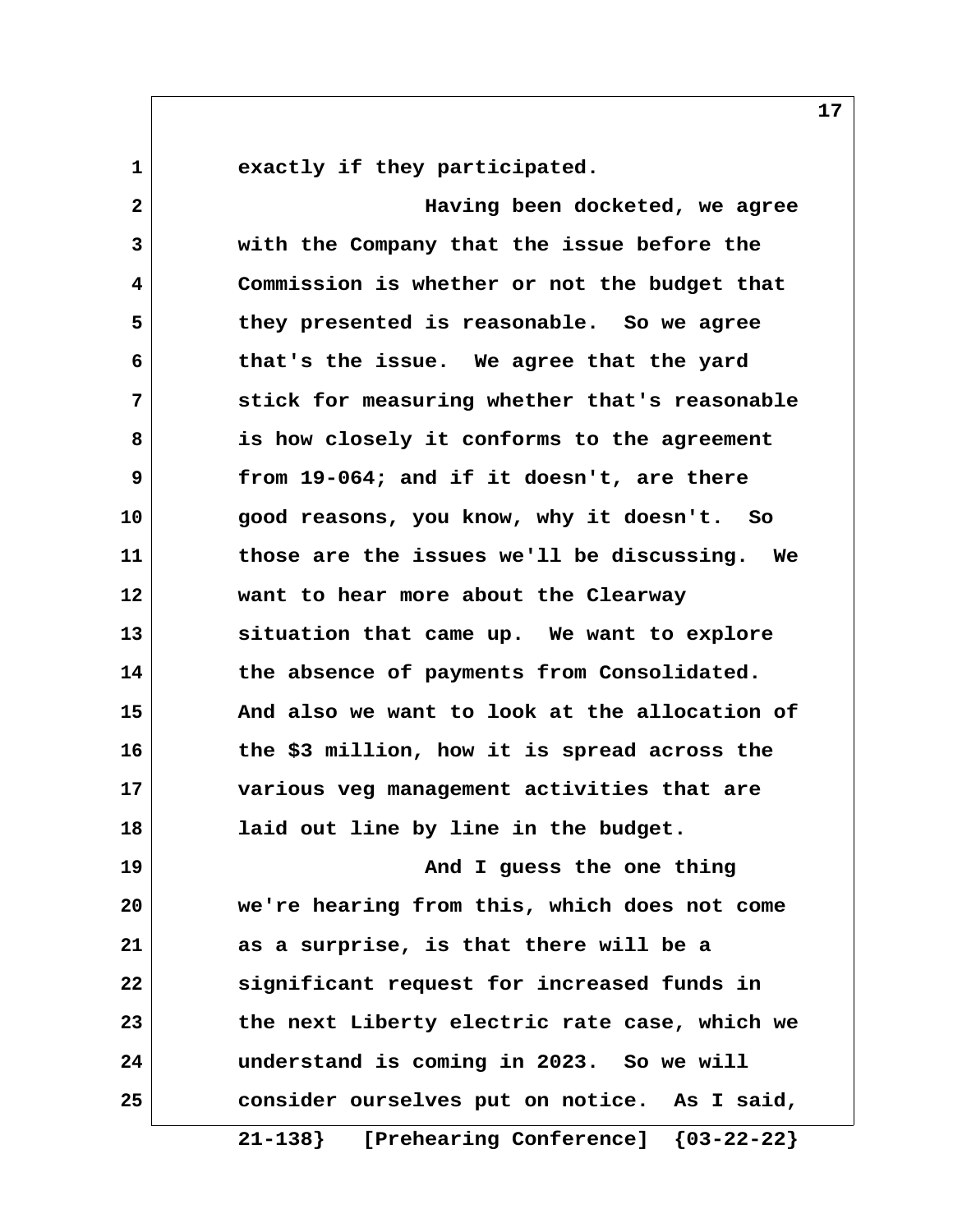exactly if they participated.

Having been docketed, we agree with the Company that the issue before the Commission is whether or not the budget that they presented is reasonable. So we agree that's the issue. We agree that the yard stick for measuring whether that's reasonable is how closely it conforms to the agreement from 19-064; and if it doesn't, are there good reasons, you know, why it doesn't. So those are the issues we'll be discussing. We want to hear more about the Clearway situation that came up. We want to explore the absence of payments from Consolidated. And also we want to look at the allocation of the $3 million, how it is spread across the various veg management activities that are laid out line by line in the budget.

And I guess the one thing we're hearing from this, which does not come as a surprise, is that there will be a significant request for increased funds in the next Liberty electric rate case, which we understand is coming in 2023. So we will consider ourselves put on notice. As I said,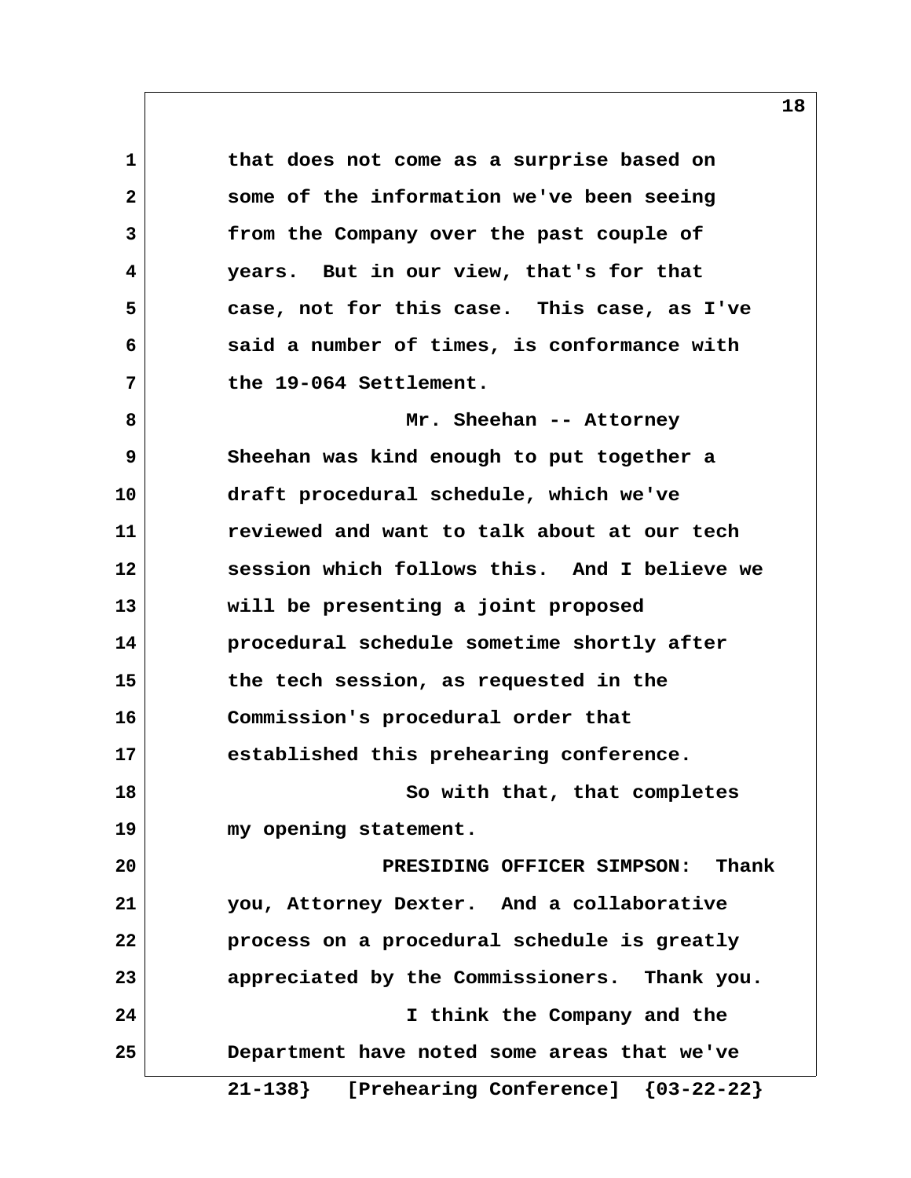that does not come as a surprise based on some of the information we've been seeing from the Company over the past couple of years. But in our view, that's for that case, not for this case. This case, as I've said a number of times, is conformance with the 19-064 Settlement.

Mr. Sheehan -- Attorney Sheehan was kind enough to put together a draft procedural schedule, which we've reviewed and want to talk about at our tech session which follows this. And I believe we will be presenting a joint proposed procedural schedule sometime shortly after the tech session, as requested in the Commission's procedural order that established this prehearing conference.

So with that, that completes my opening statement.

PRESIDING OFFICER SIMPSON: Thank you, Attorney Dexter. And a collaborative process on a procedural schedule is greatly appreciated by the Commissioners. Thank you.

I think the Company and the Department have noted some areas that we've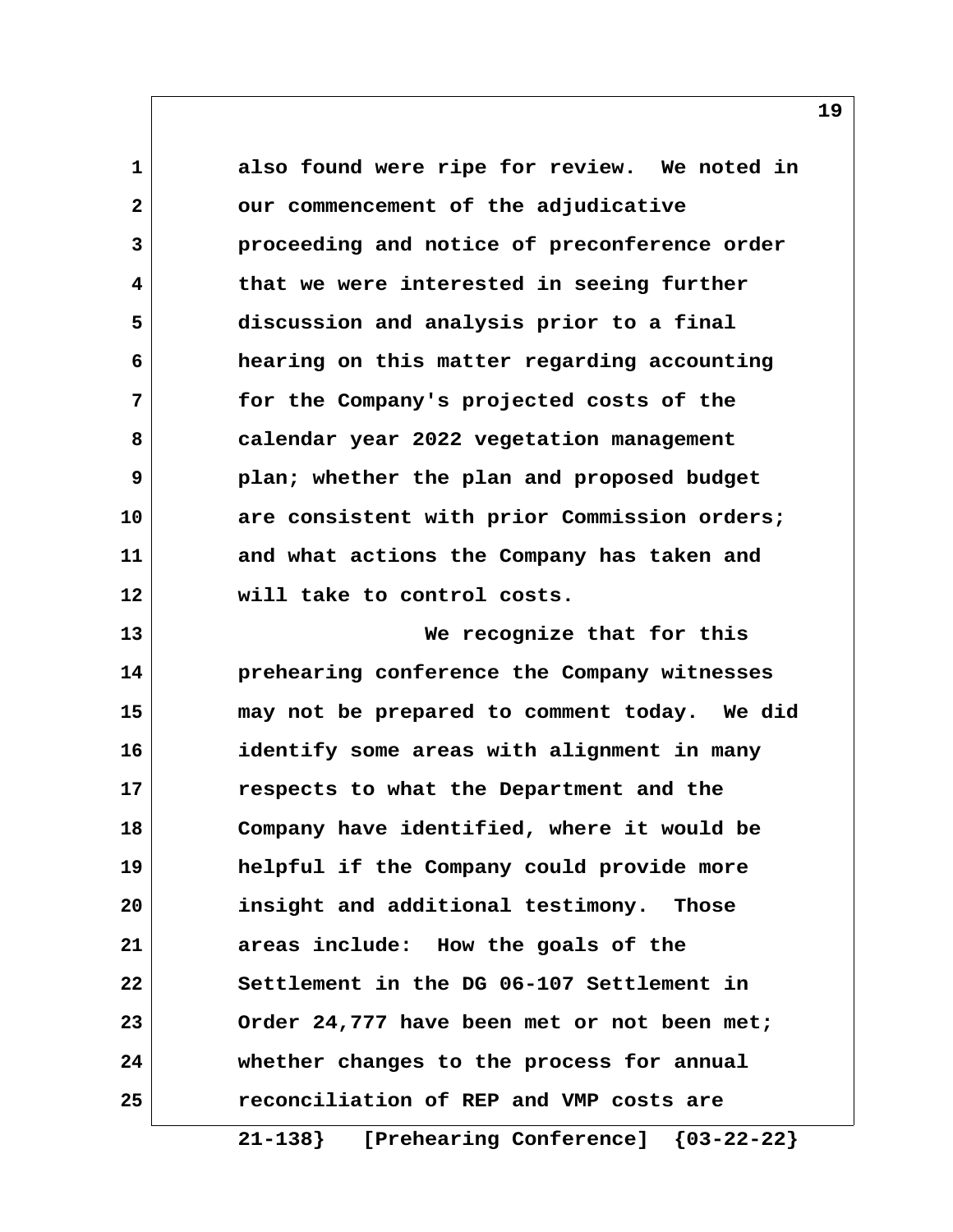also found were ripe for review. We noted in our commencement of the adjudicative proceeding and notice of preconference order that we were interested in seeing further discussion and analysis prior to a final hearing on this matter regarding accounting for the Company's projected costs of the calendar year 2022 vegetation management plan; whether the plan and proposed budget are consistent with prior Commission orders; and what actions the Company has taken and will take to control costs.

We recognize that for this prehearing conference the Company witnesses may not be prepared to comment today. We did identify some areas with alignment in many respects to what the Department and the Company have identified, where it would be helpful if the Company could provide more insight and additional testimony. Those areas include: How the goals of the Settlement in the DG 06-107 Settlement in Order 24,777 have been met or not been met; whether changes to the process for annual reconciliation of REP and VMP costs are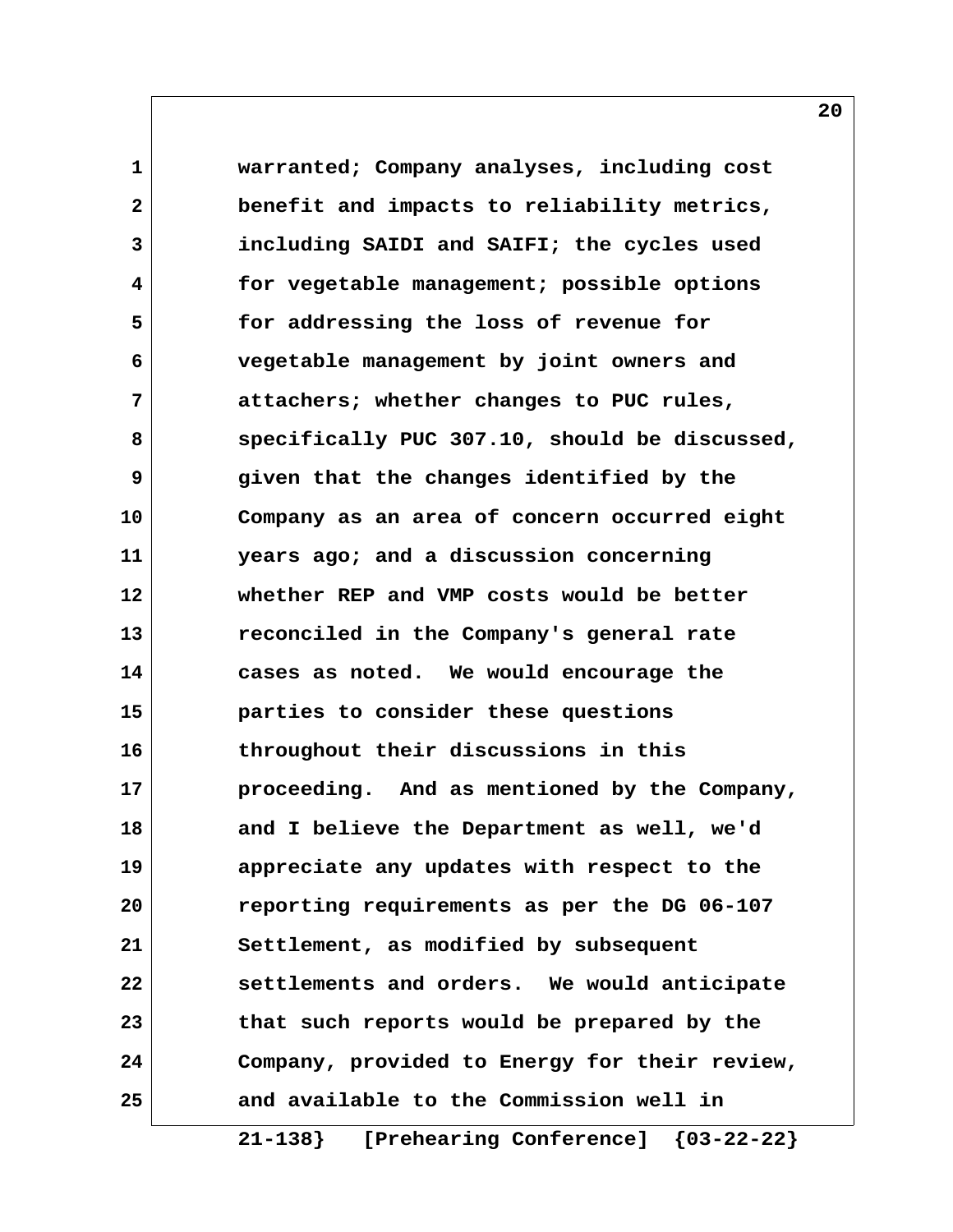warranted; Company analyses, including cost benefit and impacts to reliability metrics, including SAIDI and SAIFI; the cycles used for vegetable management; possible options for addressing the loss of revenue for vegetable management by joint owners and attachers; whether changes to PUC rules, specifically PUC 307.10, should be discussed, given that the changes identified by the Company as an area of concern occurred eight years ago; and a discussion concerning whether REP and VMP costs would be better reconciled in the Company's general rate cases as noted. We would encourage the parties to consider these questions throughout their discussions in this proceeding. And as mentioned by the Company, and I believe the Department as well, we'd appreciate any updates with respect to the reporting requirements as per the DG 06-107 Settlement, as modified by subsequent settlements and orders. We would anticipate that such reports would be prepared by the Company, provided to Energy for their review, and available to the Commission well in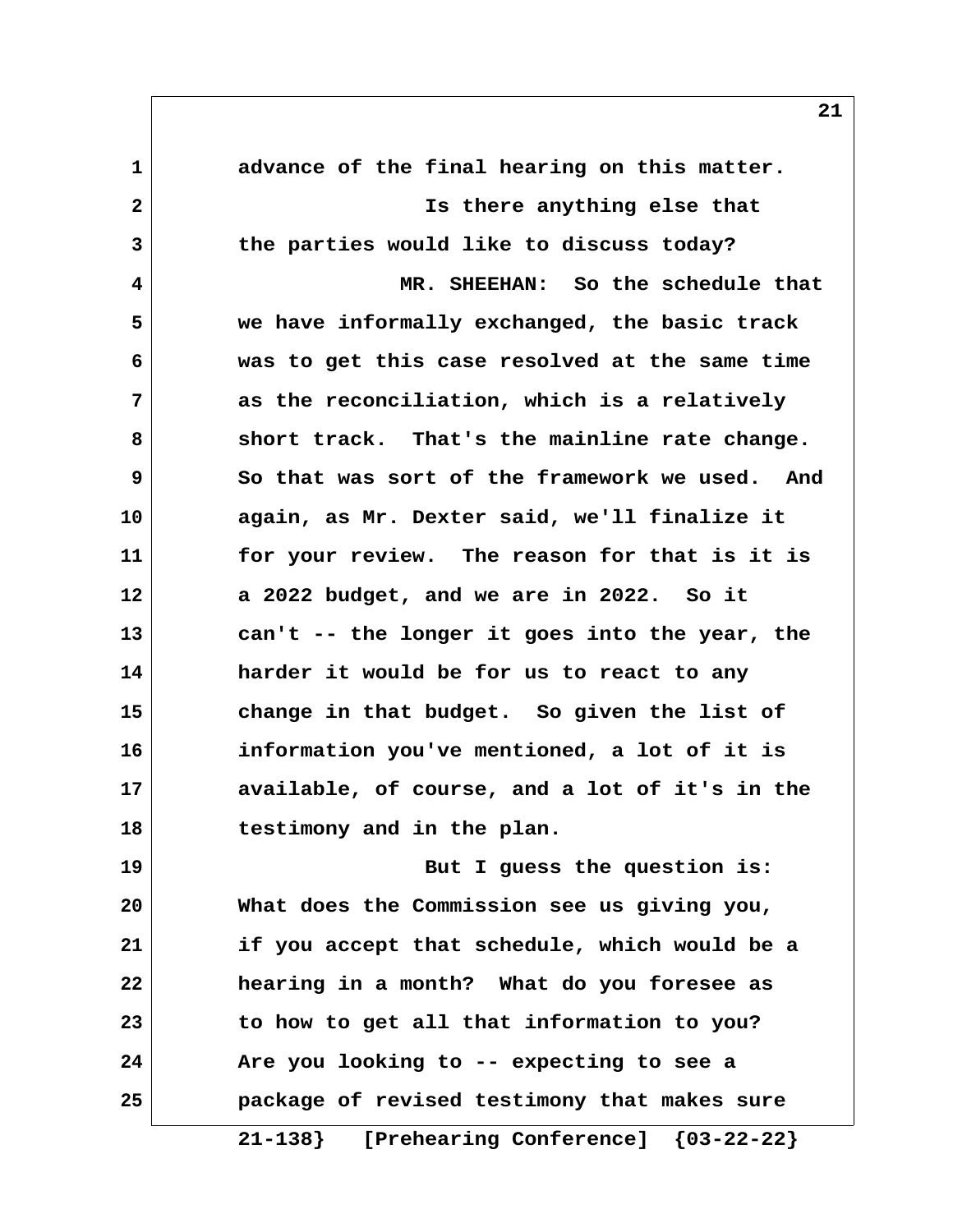advance of the final hearing on this matter.

Is there anything else that the parties would like to discuss today?

MR. SHEEHAN: So the schedule that we have informally exchanged, the basic track was to get this case resolved at the same time as the reconciliation, which is a relatively short track. That's the mainline rate change. So that was sort of the framework we used. And again, as Mr. Dexter said, we'll finalize it for your review. The reason for that is it is a 2022 budget, and we are in 2022. So it can't -- the longer it goes into the year, the harder it would be for us to react to any change in that budget. So given the list of information you've mentioned, a lot of it is available, of course, and a lot of it's in the testimony and in the plan.

But I guess the question is: What does the Commission see us giving you, if you accept that schedule, which would be a hearing in a month? What do you foresee as to how to get all that information to you? Are you looking to -- expecting to see a package of revised testimony that makes sure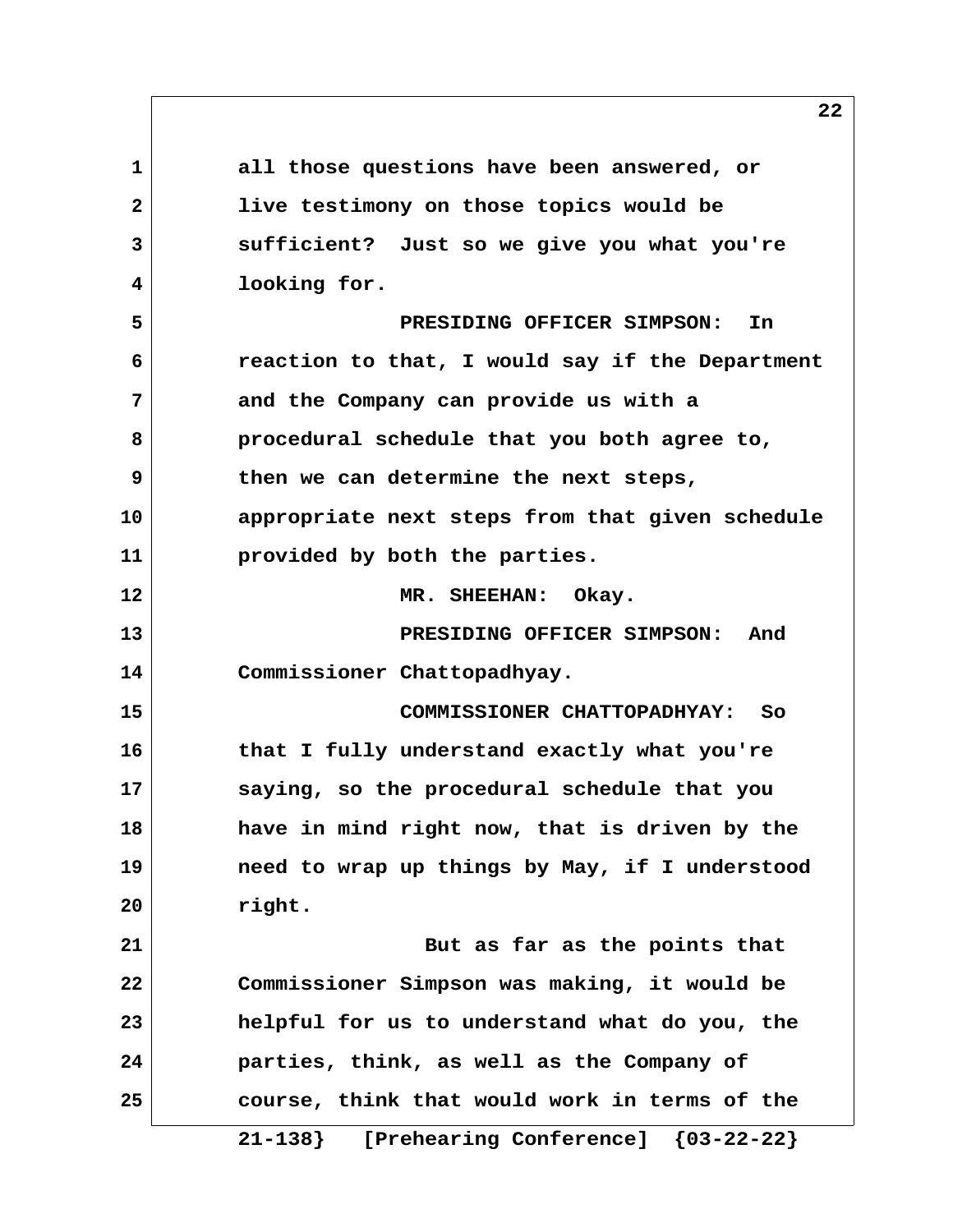all those questions have been answered, or live testimony on those topics would be sufficient? Just so we give you what you're looking for.

PRESIDING OFFICER SIMPSON: In reaction to that, I would say if the Department and the Company can provide us with a procedural schedule that you both agree to, then we can determine the next steps, appropriate next steps from that given schedule provided by both the parties.

MR. SHEEHAN: Okay.

PRESIDING OFFICER SIMPSON: And Commissioner Chattopadhyay.

COMMISSIONER CHATTOPADHYAY: So that I fully understand exactly what you're saying, so the procedural schedule that you have in mind right now, that is driven by the need to wrap up things by May, if I understood right.

But as far as the points that Commissioner Simpson was making, it would be helpful for us to understand what do you, the parties, think, as well as the Company of course, think that would work in terms of the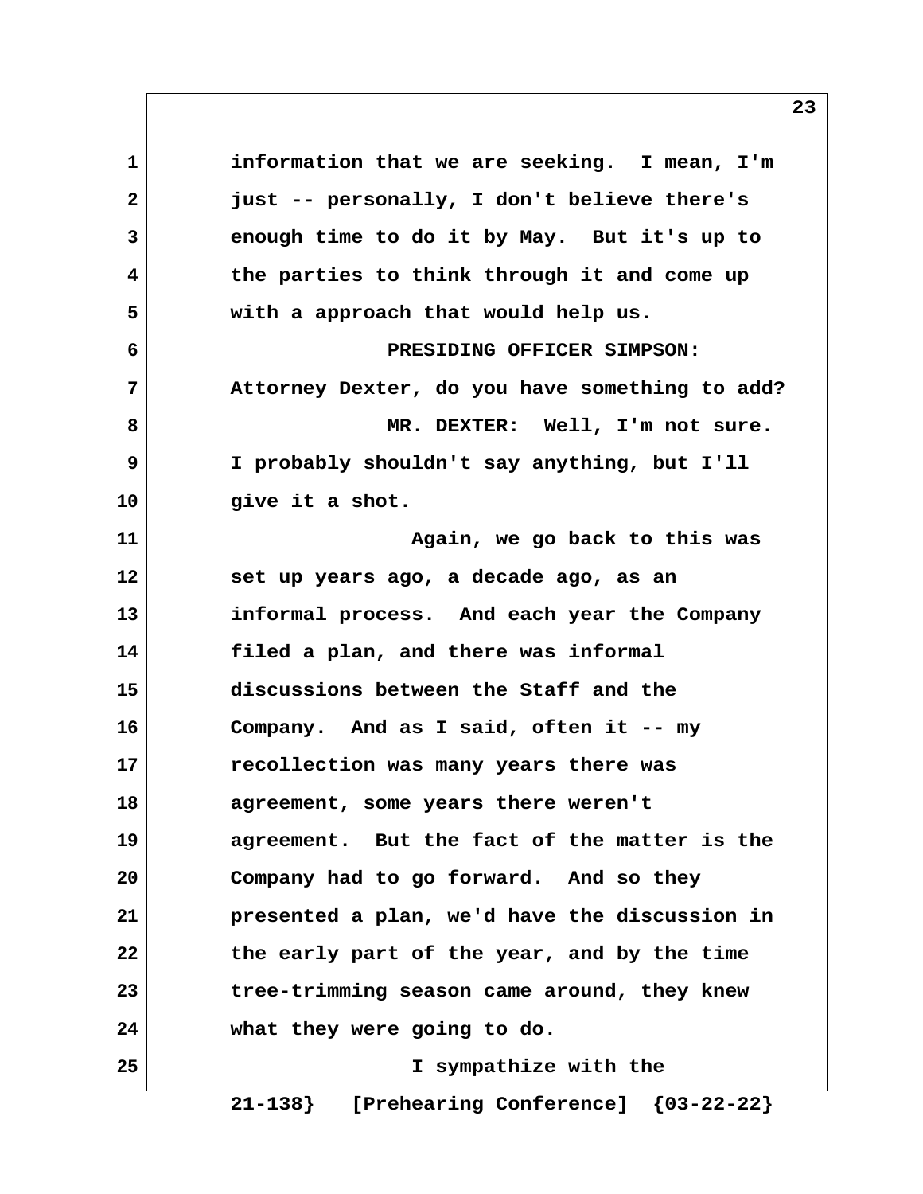information that we are seeking. I mean, I'm just -- personally, I don't believe there's enough time to do it by May. But it's up to the parties to think through it and come up with a approach that would help us.

PRESIDING OFFICER SIMPSON: Attorney Dexter, do you have something to add?

MR. DEXTER: Well, I'm not sure. I probably shouldn't say anything, but I'll give it a shot.

Again, we go back to this was set up years ago, a decade ago, as an informal process. And each year the Company filed a plan, and there was informal discussions between the Staff and the Company. And as I said, often it -- my recollection was many years there was agreement, some years there weren't agreement. But the fact of the matter is the Company had to go forward. And so they presented a plan, we'd have the discussion in the early part of the year, and by the time tree-trimming season came around, they knew what they were going to do.

I sympathize with the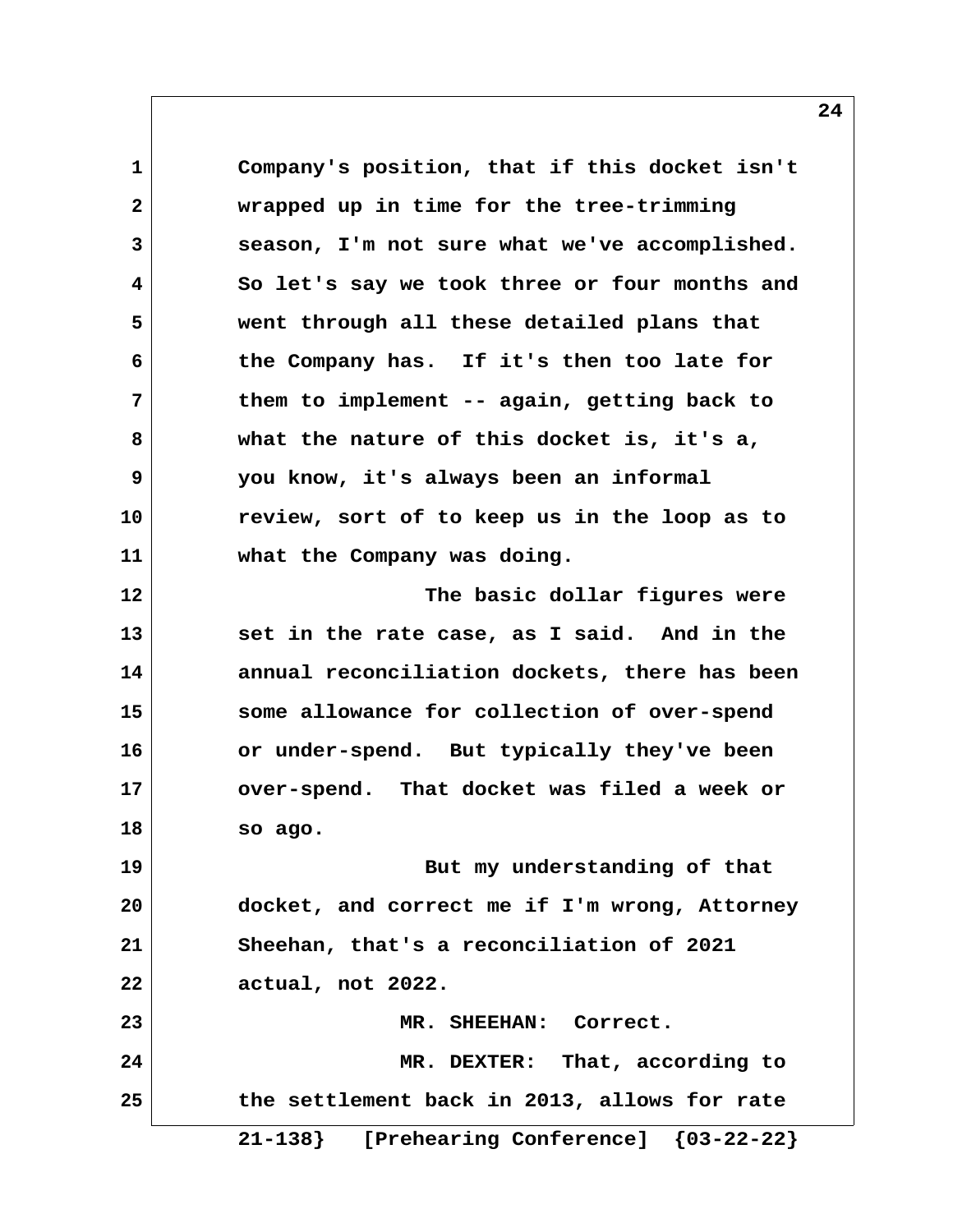Company's position, that if this docket isn't wrapped up in time for the tree-trimming season, I'm not sure what we've accomplished. So let's say we took three or four months and went through all these detailed plans that the Company has. If it's then too late for them to implement -- again, getting back to what the nature of this docket is, it's a, you know, it's always been an informal review, sort of to keep us in the loop as to what the Company was doing.

The basic dollar figures were set in the rate case, as I said. And in the annual reconciliation dockets, there has been some allowance for collection of over-spend or under-spend. But typically they've been over-spend. That docket was filed a week or so ago.

But my understanding of that docket, and correct me if I'm wrong, Attorney Sheehan, that's a reconciliation of 2021 actual, not 2022.

MR. SHEEHAN: Correct.

MR. DEXTER: That, according to the settlement back in 2013, allows for rate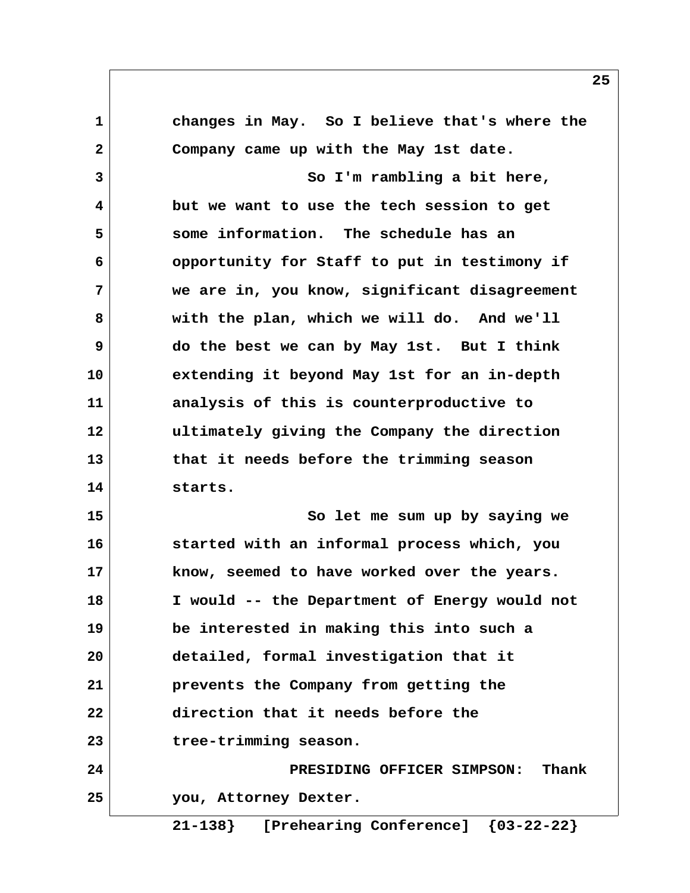changes in May. So I believe that's where the Company came up with the May 1st date.

So I'm rambling a bit here, but we want to use the tech session to get some information. The schedule has an opportunity for Staff to put in testimony if we are in, you know, significant disagreement with the plan, which we will do. And we'll do the best we can by May 1st. But I think extending it beyond May 1st for an in-depth analysis of this is counterproductive to ultimately giving the Company the direction that it needs before the trimming season starts.

So let me sum up by saying we started with an informal process which, you know, seemed to have worked over the years. I would -- the Department of Energy would not be interested in making this into such a detailed, formal investigation that it prevents the Company from getting the direction that it needs before the tree-trimming season.

PRESIDING OFFICER SIMPSON: Thank you, Attorney Dexter.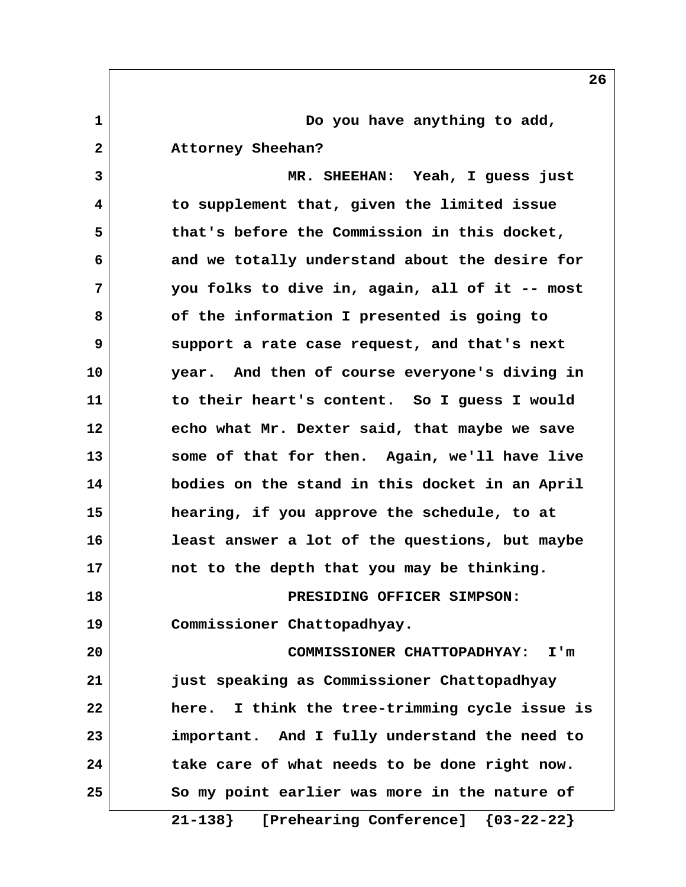Do you have anything to add, Attorney Sheehan?

MR. SHEEHAN: Yeah, I guess just to supplement that, given the limited issue that's before the Commission in this docket, and we totally understand about the desire for you folks to dive in, again, all of it -- most of the information I presented is going to support a rate case request, and that's next year. And then of course everyone's diving in to their heart's content. So I guess I would echo what Mr. Dexter said, that maybe we save some of that for then. Again, we'll have live bodies on the stand in this docket in an April hearing, if you approve the schedule, to at least answer a lot of the questions, but maybe not to the depth that you may be thinking.

PRESIDING OFFICER SIMPSON: Commissioner Chattopadhyay.

COMMISSIONER CHATTOPADHYAY: I'm just speaking as Commissioner Chattopadhyay here. I think the tree-trimming cycle issue is important. And I fully understand the need to take care of what needs to be done right now. So my point earlier was more in the nature of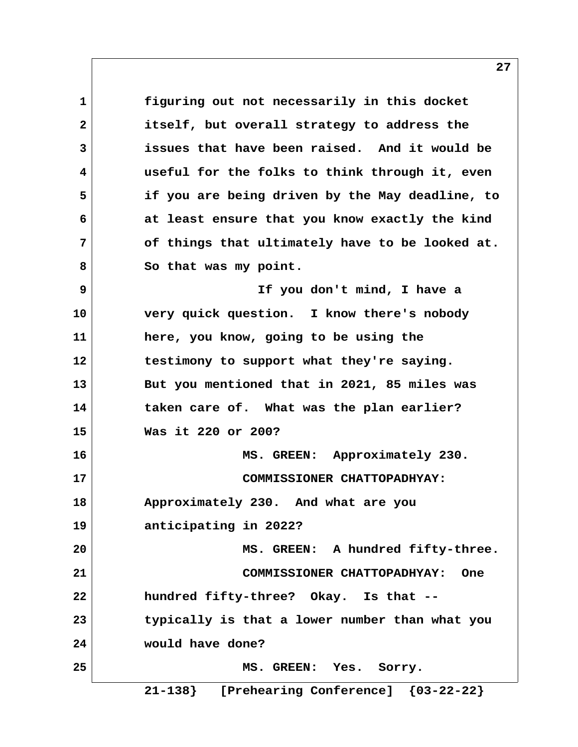figuring out not necessarily in this docket itself, but overall strategy to address the issues that have been raised. And it would be useful for the folks to think through it, even if you are being driven by the May deadline, to at least ensure that you know exactly the kind of things that ultimately have to be looked at. So that was my point.

If you don't mind, I have a very quick question. I know there's nobody here, you know, going to be using the testimony to support what they're saying. But you mentioned that in 2021, 85 miles was taken care of. What was the plan earlier? Was it 220 or 200?

MS. GREEN: Approximately 230.

COMMISSIONER CHATTOPADHYAY: Approximately 230. And what are you anticipating in 2022?

MS. GREEN: A hundred fifty-three.

COMMISSIONER CHATTOPADHYAY: One hundred fifty-three? Okay. Is that -- typically is that a lower number than what you would have done?

MS. GREEN: Yes. Sorry.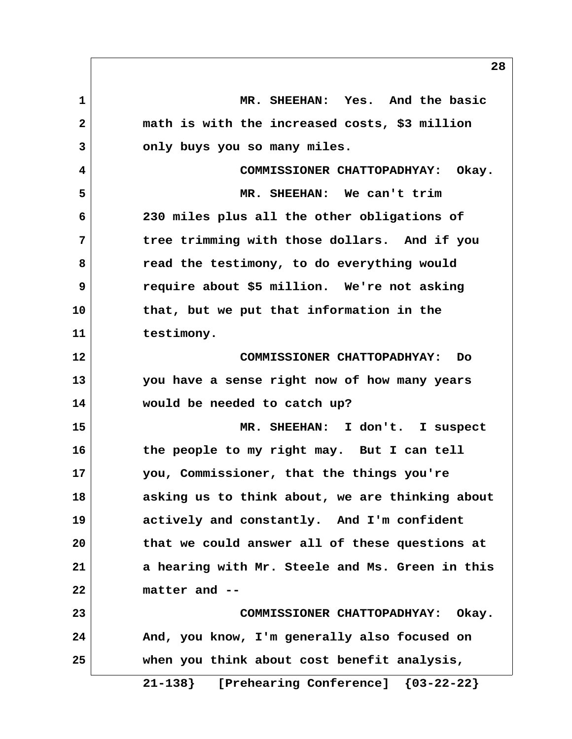MR. SHEEHAN: Yes. And the basic math is with the increased costs, $3 million only buys you so many miles.

COMMISSIONER CHATTOPADHYAY: Okay.

MR. SHEEHAN: We can't trim 230 miles plus all the other obligations of tree trimming with those dollars. And if you read the testimony, to do everything would require about $5 million. We're not asking that, but we put that information in the testimony.

COMMISSIONER CHATTOPADHYAY: Do you have a sense right now of how many years would be needed to catch up?

MR. SHEEHAN: I don't. I suspect the people to my right may. But I can tell you, Commissioner, that the things you're asking us to think about, we are thinking about actively and constantly. And I'm confident that we could answer all of these questions at a hearing with Mr. Steele and Ms. Green in this matter and --

COMMISSIONER CHATTOPADHYAY: Okay. And, you know, I'm generally also focused on when you think about cost benefit analysis,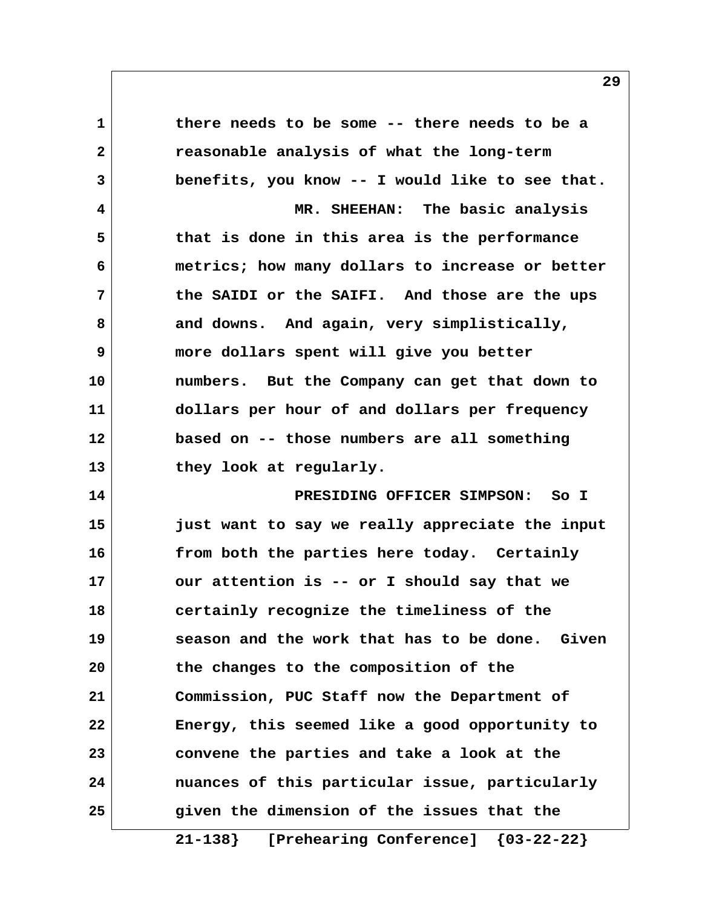there needs to be some -- there needs to be a reasonable analysis of what the long-term benefits, you know -- I would like to see that.

MR. SHEEHAN: The basic analysis that is done in this area is the performance metrics; how many dollars to increase or better the SAIDI or the SAIFI. And those are the ups and downs. And again, very simplistically, more dollars spent will give you better numbers. But the Company can get that down to dollars per hour of and dollars per frequency based on -- those numbers are all something they look at regularly.

PRESIDING OFFICER SIMPSON: So I just want to say we really appreciate the input from both the parties here today. Certainly our attention is -- or I should say that we certainly recognize the timeliness of the season and the work that has to be done. Given the changes to the composition of the Commission, PUC Staff now the Department of Energy, this seemed like a good opportunity to convene the parties and take a look at the nuances of this particular issue, particularly given the dimension of the issues that the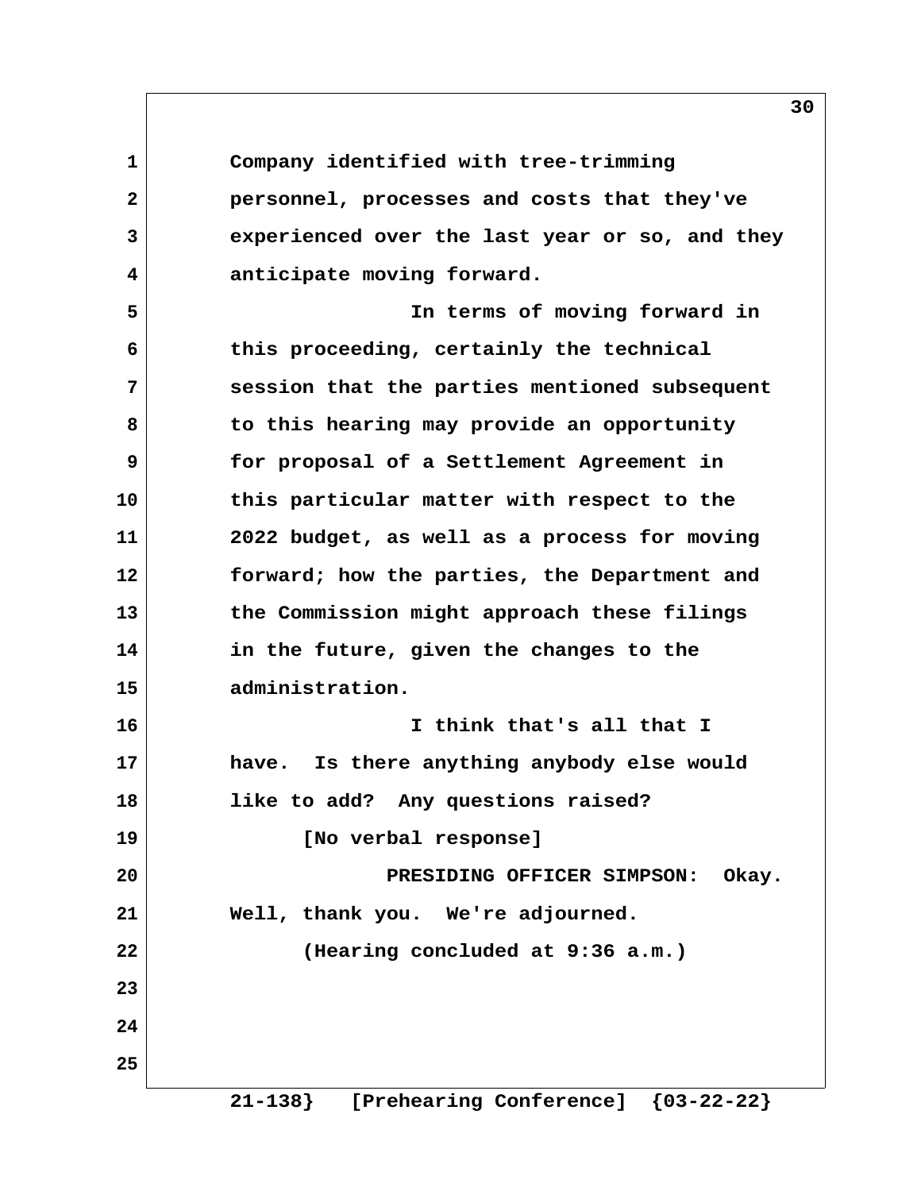Company identified with tree-trimming personnel, processes and costs that they've experienced over the last year or so, and they anticipate moving forward.

In terms of moving forward in this proceeding, certainly the technical session that the parties mentioned subsequent to this hearing may provide an opportunity for proposal of a Settlement Agreement in this particular matter with respect to the 2022 budget, as well as a process for moving forward; how the parties, the Department and the Commission might approach these filings in the future, given the changes to the administration.

I think that's all that I have. Is there anything anybody else would like to add? Any questions raised?

[No verbal response]

PRESIDING OFFICER SIMPSON: Okay. Well, thank you. We're adjourned.

(Hearing concluded at 9:36 a.m.)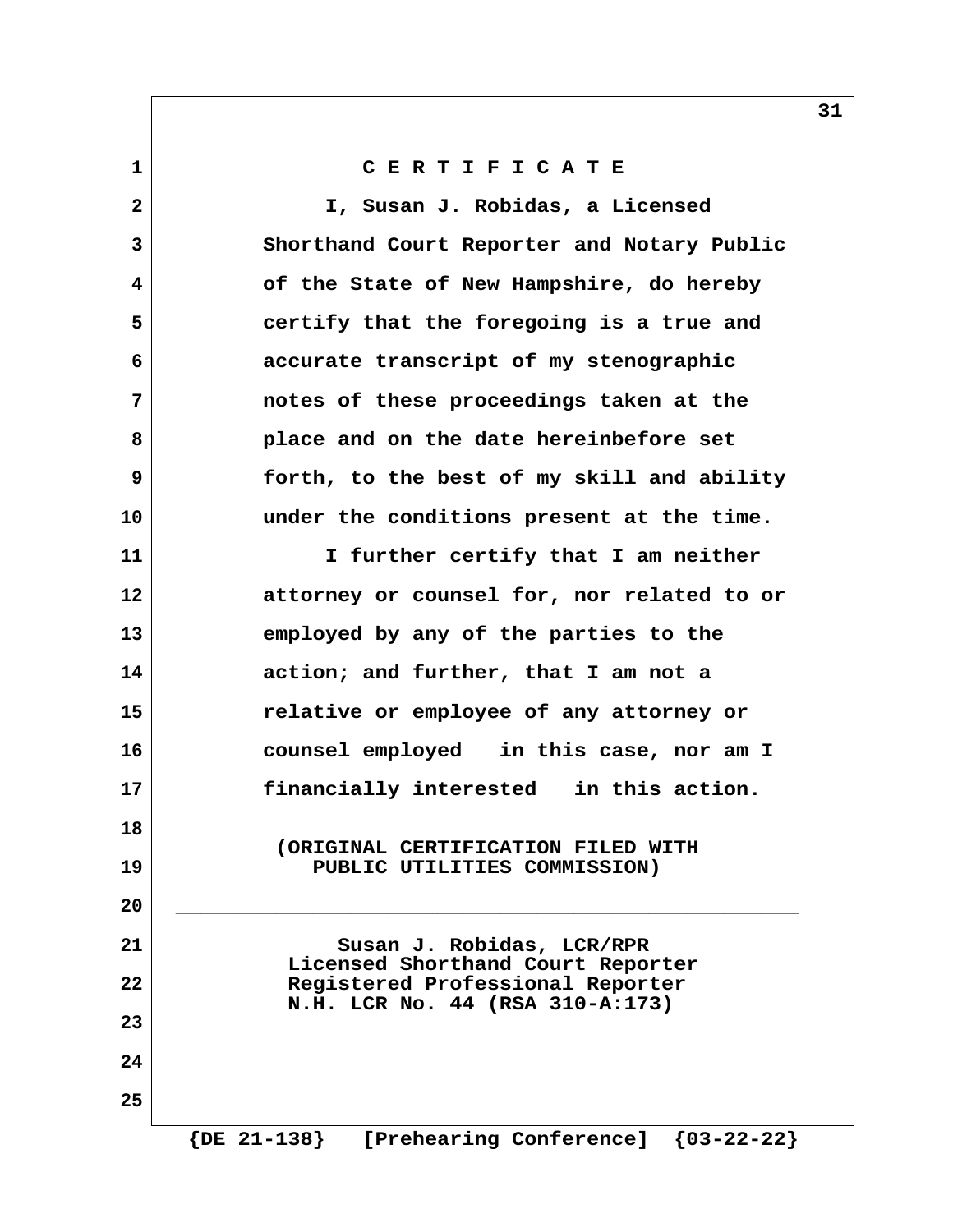# C E R T I F I C A T E

I, Susan J. Robidas, a Licensed Shorthand Court Reporter and Notary Public of the State of New Hampshire, do hereby certify that the foregoing is a true and accurate transcript of my stenographic notes of these proceedings taken at the place and on the date hereinbefore set forth, to the best of my skill and ability under the conditions present at the time.

I further certify that I am neither attorney or counsel for, nor related to or employed by any of the parties to the action; and further, that I am not a relative or employee of any attorney or counsel employed in this case, nor am I financially interested in this action.

(ORIGINAL CERTIFICATION FILED WITH PUBLIC UTILITIES COMMISSION)

______________________________________________

Susan J. Robidas, LCR/RPR
Licensed Shorthand Court Reporter
Registered Professional Reporter
N.H. LCR No. 44 (RSA 310-A:173)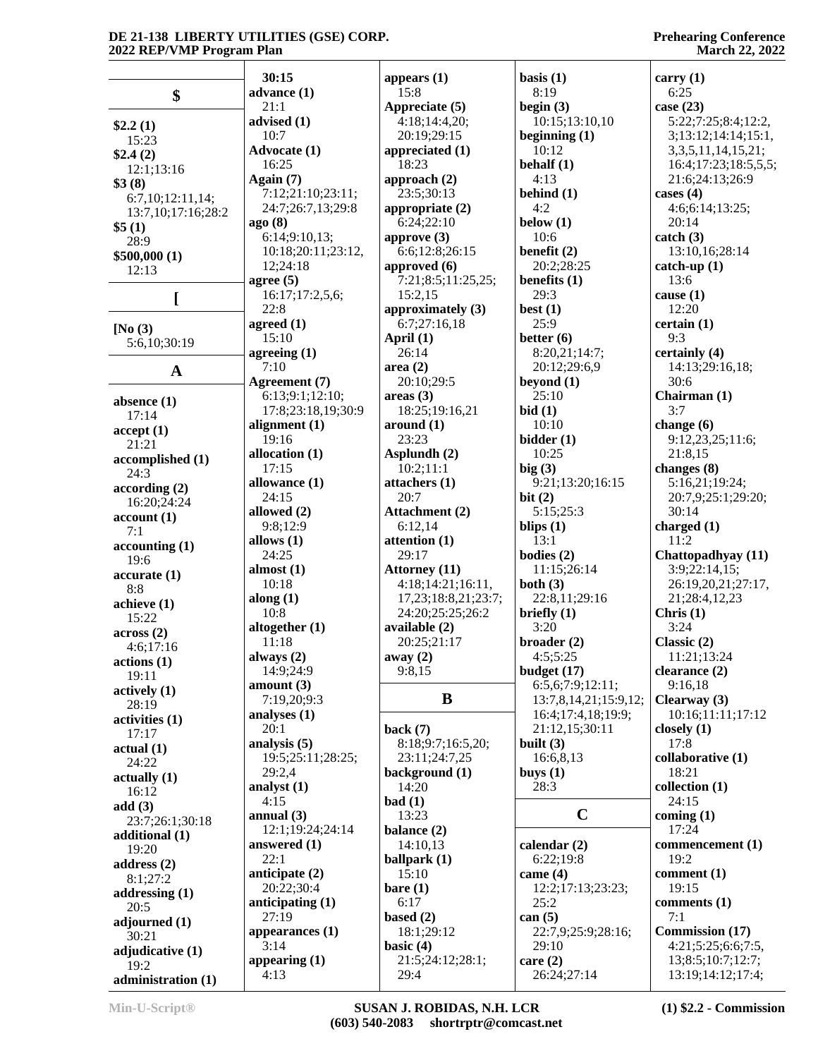## $

**$2.2 (1)**
15:23
**$2.4 (2)**
12:1;13:16
**$3 (8)**
6:7,10;12:11,14;
13:7,10;17:16;28:2
**$5 (1)**
28:9
**$500,000 (1)**
12:13

## [

**[No (3)**
5:6,10;30:19

## A

**absence (1)**
17:14
**accept (1)**
21:21
**accomplished (1)**
24:3
**according (2)**
16:20;24:24
**account (1)**
7:1
**accounting (1)**
19:6
**accurate (1)**
8:8
**achieve (1)**
15:22
**across (2)**
4:6;17:16
**actions (1)**
19:11
**actively (1)**
28:19
**activities (1)**
17:17
**actual (1)**
24:22
**actually (1)**
16:12
**add (3)**
23:7;26:1;30:18
**additional (1)**
19:20
**address (2)**
8:1;27:2
**addressing (1)**
20:5
**adjourned (1)**
30:21
**adjudicative (1)**
19:2
**administration (1)**
30:15
**advance (1)**
21:1
**advised (1)**
10:7
**Advocate (1)**
16:25
**Again (7)**
7:12;21:10;23:11;
24:7;26:7,13;29:8
**ago (8)**
6:14;9:10,13;
10:18;20:11;23:12,
12;24:18
**agree (5)**
16:17;17:2,5,6;
22:8
**agreed (1)**
15:10
**agreeing (1)**
7:10
**Agreement (7)**
6:13;9:1;12:10;
17:8;23:18,19;30:9
**alignment (1)**
19:16
**allocation (1)**
17:15
**allowance (1)**
24:15
**allowed (2)**
9:8;12:9
**allows (1)**
24:25
**almost (1)**
10:18
**along (1)**
10:8
**altogether (1)**
11:18
**always (2)**
14:9;24:9
**amount (3)**
7:19,20;9:3
**analyses (1)**
20:1
**analysis (5)**
19:5;25:11;28:25;
29:2,4
**analyst (1)**
4:15
**annual (3)**
12:1;19:24;24:14
**answered (1)**
22:1
**anticipate (2)**
20:22;30:4
**anticipating (1)**
27:19
**appearances (1)**
3:14
**appearing (1)**
4:13
**appears (1)**
15:8
**Appreciate (5)**
4:18;14:4,20;
20:19;29:15
**appreciated (1)**
18:23
**approach (2)**
23:5;30:13
**appropriate (2)**
6:24;22:10
**approve (3)**
6:6;12:8;26:15
**approved (6)**
7:21;8:5;11:25,25;
15:2,15
**approximately (3)**
6:7;27:16,18
**April (1)**
26:14
**area (2)**
20:10;29:5
**areas (3)**
18:25;19:16,21
**around (1)**
23:23
**Asplundh (2)**
10:2;11:1
**attachers (1)**
20:7
**Attachment (2)**
6:12,14
**attention (1)**
29:17
**Attorney (11)**
4:18;14:21;16:11,
17,23;18:8,21;23:7;
24:20;25:25;26:2
**available (2)**
20:25;21:17
**away (2)**
9:8,15

## B

**back (7)**
8:18;9:7;16:5,20;
23:11;24:7,25
**background (1)**
14:20
**bad (1)**
13:23
**balance (2)**
14:10,13
**ballpark (1)**
15:10
**bare (1)**
6:17
**based (2)**
18:1;29:12
**basic (4)**
21:5;24:12;28:1;
29:4
**basis (1)**
8:19
**begin (3)**
10:15;13:10,10
**beginning (1)**
10:12
**behalf (1)**
4:13
**behind (1)**
4:2
**below (1)**
10:6
**benefit (2)**
20:2;28:25
**benefits (1)**
29:3
**best (1)**
25:9
**better (6)**
8:20,21;14:7;
20:12;29:6,9
**beyond (1)**
25:10
**bid (1)**
10:10
**bidder (1)**
10:25
**big (3)**
9:21;13:20;16:15
**bit (2)**
5:15;25:3
**blips (1)**
13:1
**bodies (2)**
11:15;26:14
**both (3)**
22:8,11;29:16
**briefly (1)**
3:20
**broader (2)**
4:5;5:25
**budget (17)**
6:5,6;7:9;12:11;
13:7,8,14,21;15:9,12;
16:4;17:4,18;19:9;
21:12,15;30:11
**built (3)**
16:6,8,13
**buys (1)**
28:3

## C

**calendar (2)**
6:22;19:8
**came (4)**
12:2;17:13;23:23;
25:2
**can (5)**
22:7,9;25:9;28:16;
29:10
**care (2)**
26:24;27:14
**carry (1)**
6:25
**case (23)**
5:22;7:25;8:4;12:2,
3;13:12;14:14;15:1,
3,3,5,11,14,15,21;
16:4;17:23;18:5,5,5;
21:6;24:13;26:9
**cases (4)**
4:6;6:14;13:25;
20:14
**catch (3)**
13:10,16;28:14
**catch-up (1)**
13:6
**cause (1)**
12:20
**certain (1)**
9:3
**certainly (4)**
14:13;29:16,18;
30:6
**Chairman (1)**
3:7
**change (6)**
9:12,23,25;11:6;
21:8,15
**changes (8)**
5:16,21;19:24;
20:7,9;25:1;29:20;
30:14
**charged (1)**
11:2
**Chattopadhyay (11)**
3:9;22:14,15;
26:19,20,21;27:17,
21;28:4,12,23
**Chris (1)**
3:24
**Classic (2)**
11:21;13:24
**clearance (2)**
9:16,18
**Clearway (3)**
10:16;11:11;17:12
**closely (1)**
17:8
**collaborative (1)**
18:21
**collection (1)**
24:15
**coming (1)**
17:24
**commencement (1)**
19:2
**comment (1)**
19:15
**comments (1)**
7:1
**Commission (17)**
4:21;5:25;6:6;7:5,
13;8:5;10:7;12:7;
13:19;14:12;17:4;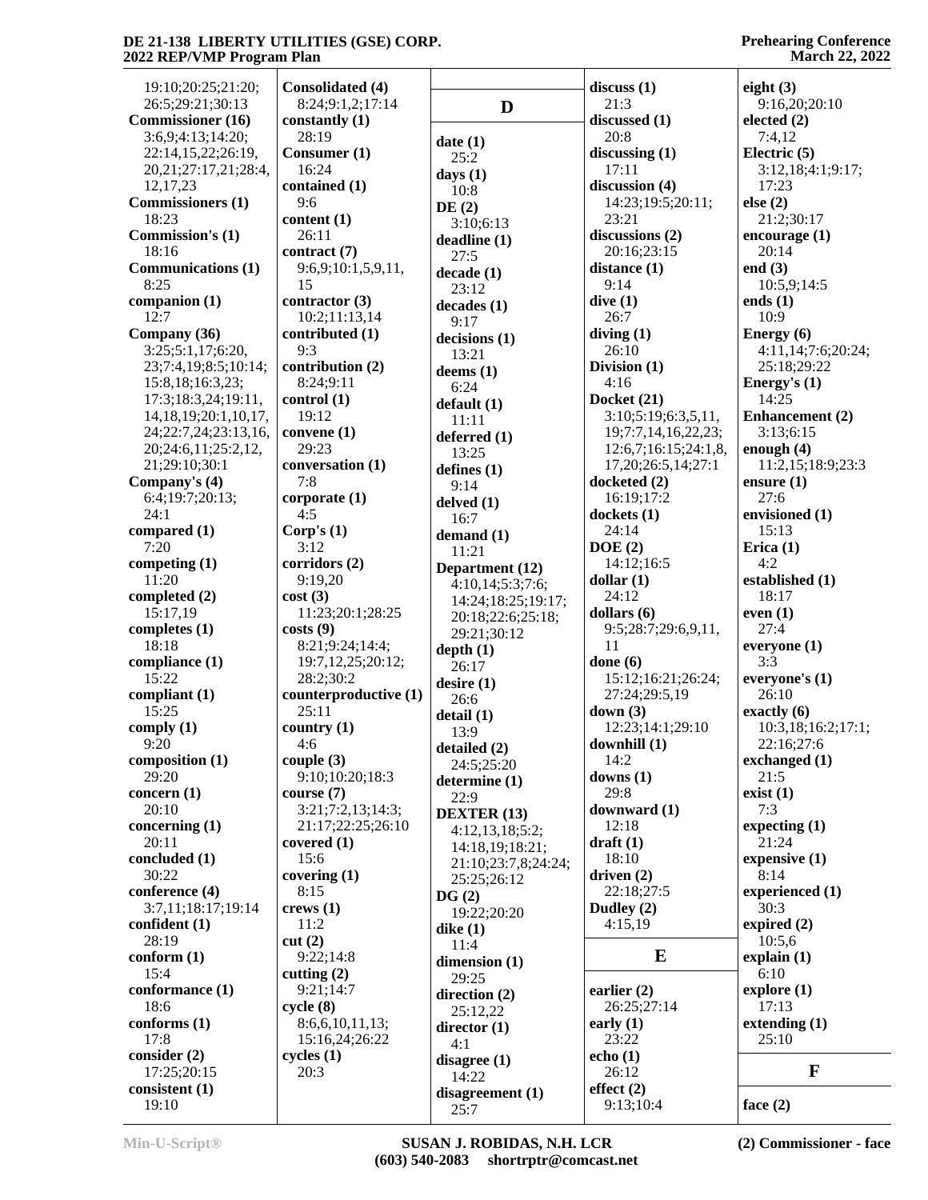19:10;20:25;21:20;
26:5;29:21;30:13
**Commissioner (16)**
3:6,9;4:13;14:20;
22:14,15,22;26:19,
20,21;27:17,21;28:4,
12,17,23
**Commissioners (1)**
18:23
**Commission's (1)**
18:16
**Communications (1)**
8:25
**companion (1)**
12:7
**Company (36)**
3:25;5:1,17;6:20,
23;7:4,19;8:5;10:14;
15:8,18;16:3,23;
17:3;18:3,24;19:11,
14,18,19;20:1,10,17,
24;22:7,24;23:13,16,
20;24:6,11;25:2,12,
21;29:10;30:1
**Company's (4)**
6:4;19:7;20:13;
24:1
**compared (1)**
7:20
**competing (1)**
11:20
**completed (2)**
15:17,19
**completes (1)**
18:18
**compliance (1)**
15:22
**compliant (1)**
15:25
**comply (1)**
9:20
**composition (1)**
29:20
**concern (1)**
20:10
**concerning (1)**
20:11
**concluded (1)**
30:22
**conference (4)**
3:7,11;18:17;19:14
**confident (1)**
28:19
**conform (1)**
15:4
**conformance (1)**
18:6
**conforms (1)**
17:8
**consider (2)**
17:25;20:15
**consistent (1)**
19:10
**Consolidated (4)**
8:24;9:1,2;17:14
**constantly (1)**
28:19
**Consumer (1)**
16:24
**contained (1)**
9:6
**content (1)**
26:11
**contract (7)**
9:6,9;10:1,5,9,11,
15
**contractor (3)**
10:2;11:13,14
**contributed (1)**
9:3
**contribution (2)**
8:24;9:11
**control (1)**
19:12
**convene (1)**
29:23
**conversation (1)**
7:8
**corporate (1)**
4:5
**Corp's (1)**
3:12
**corridors (2)**
9:19,20
**cost (3)**
11:23;20:1;28:25
**costs (9)**
8:21;9:24;14:4;
19:7,12,25;20:12;
28:2;30:2
**counterproductive (1)**
25:11
**country (1)**
4:6
**couple (3)**
9:10;10:20;18:3
**course (7)**
3:21;7:2,13;14:3;
21:17;22:25;26:10
**covered (1)**
15:6
**covering (1)**
8:15
**crews (1)**
11:2
**cut (2)**
9:22;14:8
**cutting (2)**
9:21;14:7
**cycle (8)**
8:6,6,10,11,13;
15:16,24;26:22
**cycles (1)**
20:3

## D

**date (1)**
25:2
**days (1)**
10:8
**DE (2)**
3:10;6:13
**deadline (1)**
27:5
**decade (1)**
23:12
**decades (1)**
9:17
**decisions (1)**
13:21
**deems (1)**
6:24
**default (1)**
11:11
**deferred (1)**
13:25
**defines (1)**
9:14
**delved (1)**
16:7
**demand (1)**
11:21
**Department (12)**
4:10,14;5:3;7:6;
14:24;18:25;19:17;
20:18;22:6;25:18;
29:21;30:12
**depth (1)**
26:17
**desire (1)**
26:6
**detail (1)**
13:9
**detailed (2)**
24:5;25:20
**determine (1)**
22:9
**DEXTER (13)**
4:12,13,18;5:2;
14:18,19;18:21;
21:10;23:7,8;24:24;
25:25;26:12
**DG (2)**
19:22;20:20
**dike (1)**
11:4
**dimension (1)**
29:25
**direction (2)**
25:12,22
**director (1)**
4:1
**disagree (1)**
14:22
**disagreement (1)**
25:7
**discuss (1)**
21:3
**discussed (1)**
20:8
**discussing (1)**
17:11
**discussion (4)**
14:23;19:5;20:11;
23:21
**discussions (2)**
20:16;23:15
**distance (1)**
9:14
**dive (1)**
26:7
**diving (1)**
26:10
**Division (1)**
4:16
**Docket (21)**
3:10;5:19;6:3,5,11,
19;7:7,14,16,22,23;
12:6,7;16:15;24:1,8,
17,20;26:5,14;27:1
**docketed (2)**
16:19;17:2
**dockets (1)**
24:14
**DOE (2)**
14:12;16:5
**dollar (1)**
24:12
**dollars (6)**
9:5;28:7;29:6,9,11,
11
**done (6)**
15:12;16:21;26:24;
27:24;29:5,19
**down (3)**
12:23;14:1;29:10
**downhill (1)**
14:2
**downs (1)**
29:8
**downward (1)**
12:18
**draft (1)**
18:10
**driven (2)**
22:18;27:5
**Dudley (2)**
4:15,19

## E

**earlier (2)**
26:25;27:14
**early (1)**
23:22
**echo (1)**
26:12
**effect (2)**
9:13;10:4
**eight (3)**
9:16,20;20:10
**elected (2)**
7:4,12
**Electric (5)**
3:12,18;4:1;9:17;
17:23
**else (2)**
21:2;30:17
**encourage (1)**
20:14
**end (3)**
10:5,9;14:5
**ends (1)**
10:9
**Energy (6)**
4:11,14;7:6;20:24;
25:18;29:22
**Energy's (1)**
14:25
**Enhancement (2)**
3:13;6:15
**enough (4)**
11:2,15;18:9;23:3
**ensure (1)**
27:6
**envisioned (1)**
15:13
**Erica (1)**
4:2
**established (1)**
18:17
**even (1)**
27:4
**everyone (1)**
3:3
**everyone's (1)**
26:10
**exactly (6)**
10:3,18;16:2;17:1;
22:16;27:6
**exchanged (1)**
21:5
**exist (1)**
7:3
**expecting (1)**
21:24
**expensive (1)**
8:14
**experienced (1)**
30:3
**expired (2)**
10:5,6
**explain (1)**
6:10
**explore (1)**
17:13
**extending (1)**
25:10

## F

**face (2)**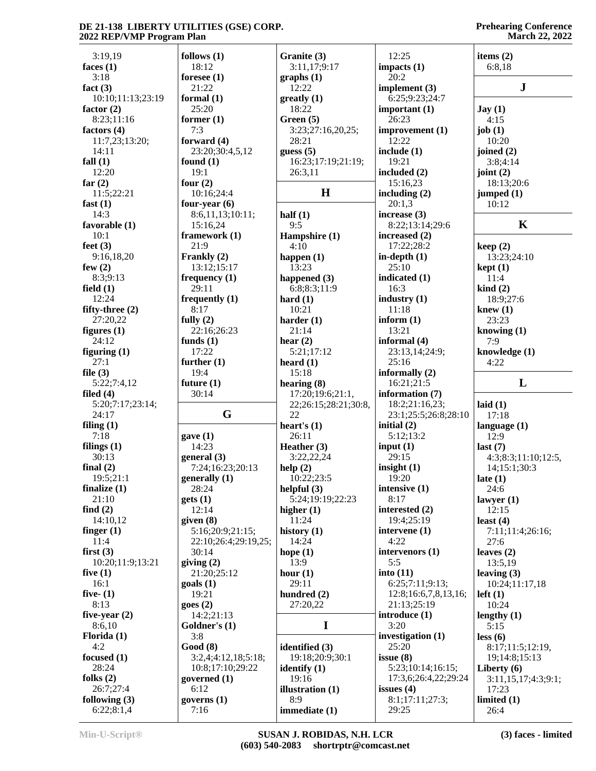3:19,19
**faces (1)**
3:18
**fact (3)**
10:10;11:13;23:19
**factor (2)**
8:23;11:16
**factors (4)**
11:7,23;13:20;
14:11
**fall (1)**
12:20
**far (2)**
11:5;22:21
**fast (1)**
14:3
**favorable (1)**
10:1
**feet (3)**
9:16,18,20
**few (2)**
8:3;9:13
**field (1)**
12:24
**fifty-three (2)**
27:20,22
**figures (1)**
24:12
**figuring (1)**
27:1
**file (3)**
5:22;7:4,12
**filed (4)**
5:20;7:17;23:14;
24:17
**filing (1)**
7:18
**filings (1)**
30:13
**final (2)**
19:5;21:1
**finalize (1)**
21:10
**find (2)**
14:10,12
**finger (1)**
11:4
**first (3)**
10:20;11:9;13:21
**five (1)**
16:1
**five- (1)**
8:13
**five-year (2)**
8:6,10
**Florida (1)**
4:2
**focused (1)**
28:24
**folks (2)**
26:7;27:4
**following (3)**
6:22;8:1,4

**follows (1)**
18:12
**foresee (1)**
21:22
**formal (1)**
25:20
**former (1)**
7:3
**forward (4)**
23:20;30:4,5,12
**found (1)**
19:1
**four (2)**
10:16;24:4
**four-year (6)**
8:6,11,13;10:11;
15:16,24
**framework (1)**
21:9
**Frankly (2)**
13:12;15:17
**frequency (1)**
29:11
**frequently (1)**
8:17
**fully (2)**
22:16;26:23
**funds (1)**
17:22
**further (1)**
19:4
**future (1)**
30:14

## G

**gave (1)**
14:23
**general (3)**
7:24;16:23;20:13
**generally (1)**
28:24
**gets (1)**
12:14
**given (8)**
5:16;20:9;21:15;
22:10;26:4;29:19,25;
30:14
**giving (2)**
21:20;25:12
**goals (1)**
19:21
**goes (2)**
14:2;21:13
**Goldner's (1)**
3:8
**Good (8)**
3:2,4;4:12,18;5:18;
10:8;17:10;29:22
**governed (1)**
6:12
**governs (1)**
7:16

**Granite (3)**
3:11,17;9:17
**graphs (1)**
12:22
**greatly (1)**
18:22
**Green (5)**
3:23;27:16,20,25;
28:21
**guess (5)**
16:23;17:19;21:19;
26:3,11

## H

**half (1)**
9:5
**Hampshire (1)**
4:10
**happen (1)**
13:23
**happened (3)**
6:8;8:3;11:9
**hard (1)**
10:21
**harder (1)**
21:14
**hear (2)**
5:21;17:12
**heard (1)**
15:18
**hearing (8)**
17:20;19:6;21:1,
22;26:15;28:21;30:8,
22
**heart's (1)**
26:11
**Heather (3)**
3:22,22,24
**help (2)**
10:22;23:5
**helpful (3)**
5:24;19:19;22:23
**higher (1)**
11:24
**history (1)**
14:24
**hope (1)**
13:9
**hour (1)**
29:11
**hundred (2)**
27:20,22

## I

**identified (3)**
19:18;20:9;30:1
**identify (1)**
19:16
**illustration (1)**
8:9
**immediate (1)**

12:25
**impacts (1)**
20:2
**implement (3)**
6:25;9:23;24:7
**important (1)**
26:23
**improvement (1)**
12:22
**include (1)**
19:21
**included (2)**
15:16,23
**including (2)**
20:1,3
**increase (3)**
8:22;13:14;29:6
**increased (2)**
17:22;28:2
**in-depth (1)**
25:10
**indicated (1)**
16:3
**industry (1)**
11:18
**inform (1)**
13:21
**informal (4)**
23:13,14;24:9;
25:16
**informally (2)**
16:21;21:5
**information (7)**
18:2;21:16,23;
23:1;25:5;26:8;28:10
**initial (2)**
5:12;13:2
**input (1)**
29:15
**insight (1)**
19:20
**intensive (1)**
8:17
**interested (2)**
19:4;25:19
**intervene (1)**
4:22
**intervenors (1)**
5:5
**into (11)**
6:25;7:11;9:13;
12:8;16:6,7,8,13,16;
21:13;25:19
**introduce (1)**
3:20
**investigation (1)**
25:20
**issue (8)**
5:23;10:14;16:15;
17:3,6;26:4,22;29:24
**issues (4)**
8:1;17:11;27:3;
29:25

**items (2)**
6:8,18

## J

**Jay (1)**
4:15
**job (1)**
10:20
**joined (2)**
3:8;4:14
**joint (2)**
18:13;20:6
**jumped (1)**
10:12

## K

**keep (2)**
13:23;24:10
**kept (1)**
11:4
**kind (2)**
18:9;27:6
**knew (1)**
23:23
**knowing (1)**
7:9
**knowledge (1)**
4:22

## L

**laid (1)**
17:18
**language (1)**
12:9
**last (7)**
4:3;8:3;11:10;12:5,
14;15:1;30:3
**late (1)**
24:6
**lawyer (1)**
12:15
**least (4)**
7:11;11:4;26:16;
27:6
**leaves (2)**
13:5,19
**leaving (3)**
10:24;11:17,18
**left (1)**
10:24
**lengthy (1)**
5:15
**less (6)**
8:17;11:5;12:19,
19;14:8;15:13
**Liberty (6)**
3:11,15,17;4:3;9:1;
17:23
**limited (1)**
26:4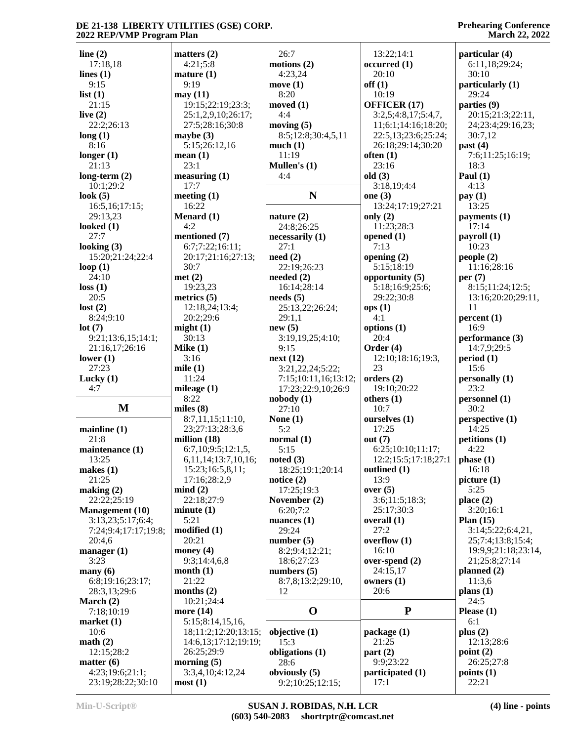**line (2)**
17:18,18
**lines (1)**
9:15
**list (1)**
21:15
**live (2)**
22:2;26:13
**long (1)**
8:16
**longer (1)**
21:13
**long-term (2)**
10:1;29:2
**look (5)**
16:5,16;17:15;
29:13,23
**looked (1)**
27:7
**looking (3)**
15:20;21:24;22:4
**loop (1)**
24:10
**loss (1)**
20:5
**lost (2)**
8:24;9:10
**lot (7)**
9:21;13:6,15;14:1;
21:16,17;26:16
**lower (1)**
27:23
**Lucky (1)**
4:7

## M

**mainline (1)**
21:8
**maintenance (1)**
13:25
**makes (1)**
21:25
**making (2)**
22:22;25:19
**Management (10)**
3:13,23;5:17;6:4;
7:24;9:4;17:17;19:8;
20:4,6
**manager (1)**
3:23
**many (6)**
6:8;19:16;23:17;
28:3,13;29:6
**March (2)**
7:18;10:19
**market (1)**
10:6
**math (2)**
12:15;28:2
**matter (6)**
4:23;19:6;21:1;
23:19;28:22;30:10
**matters (2)**
4:21;5:8
**mature (1)**
9:19
**may (11)**
19:15;22:19;23:3;
25:1,2,9,10;26:17;
27:5;28:16;30:8
**maybe (3)**
5:15;26:12,16
**mean (1)**
23:1
**measuring (1)**
17:7
**meeting (1)**
16:22
**Menard (1)**
4:2
**mentioned (7)**
6:7;7:22;16:11;
20:17;21:16;27:13;
30:7
**met (2)**
19:23,23
**metrics (5)**
12:18,24;13:4;
20:2;29:6
**might (1)**
30:13
**Mike (1)**
3:16
**mile (1)**
11:24
**mileage (1)**
8:22
**miles (8)**
8:7,11,15;11:10,
23;27:13;28:3,6
**million (18)**
6:7,10;9:5;12:1,5,
6,11,14;13:7,10,16;
15:23;16:5,8,11;
17:16;28:2,9
**mind (2)**
22:18;27:9
**minute (1)**
5:21
**modified (1)**
20:21
**money (4)**
9:3;14:4,6,8
**month (1)**
21:22
**months (2)**
10:21;24:4
**more (14)**
5:15;8:14,15,16,
18;11:2;12:20;13:15;
14:6,13;17:12;19:19;
26:25;29:9
**morning (5)**
3:3,4,10;4:12,24
**most (1)**
26:7
**motions (2)**
4:23,24
**move (1)**
8:20
**moved (1)**
4:4
**moving (5)**
8:5;12:8;30:4,5,11
**much (1)**
11:19
**Mullen's (1)**
4:4

## N

**nature (2)**
24:8;26:25
**necessarily (1)**
27:1
**need (2)**
22:19;26:23
**needed (2)**
16:14;28:14
**needs (5)**
25:13,22;26:24;
29:1,1
**new (5)**
3:19,19,25;4:10;
9:15
**next (12)**
3:21,22,24;5:22;
7:15;10:11,16;13:12;
17:23;22:9,10;26:9
**nobody (1)**
27:10
**None (1)**
5:2
**normal (1)**
5:15
**noted (3)**
18:25;19:1;20:14
**notice (2)**
17:25;19:3
**November (2)**
6:20;7:2
**nuances (1)**
29:24
**number (5)**
8:2;9:4;12:21;
18:6;27:23
**numbers (5)**
8:7,8;13:2;29:10,
12

## O

**objective (1)**
15:3
**obligations (1)**
28:6
**obviously (5)**
9:2;10:25;12:15;
13:22;14:1
**occurred (1)**
20:10
**off (1)**
10:19
**OFFICER (17)**
3:2,5;4:8,17;5:4,7,
11;6:1;14:16;18:20;
22:5,13;23:6;25:24;
26:18;29:14;30:20
**often (1)**
23:16
**old (3)**
3:18,19;4:4
**one (3)**
13:24;17:19;27:21
**only (2)**
11:23;28:3
**opened (1)**
7:13
**opening (2)**
5:15;18:19
**opportunity (5)**
5:18;16:9;25:6;
29:22;30:8
**ops (1)**
4:1
**options (1)**
20:4
**Order (4)**
12:10;18:16;19:3,
23
**orders (2)**
19:10;20:22
**others (1)**
10:7
**ourselves (1)**
17:25
**out (7)**
6:25;10:10;11:17;
12:2;15:5;17:18;27:1
**outlined (1)**
13:9
**over (5)**
3:6;11:5;18:3;
25:17;30:3
**overall (1)**
27:2
**overflow (1)**
16:10
**over-spend (2)**
24:15,17
**owners (1)**
20:6

## P

**package (1)**
21:25
**part (2)**
9:9;23:22
**participated (1)**
17:1
**particular (4)**
6:11,18;29:24;
30:10
**particularly (1)**
29:24
**parties (9)**
20:15;21:3;22:11,
24;23:4;29:16,23;
30:7,12
**past (4)**
7:6;11:25;16:19;
18:3
**Paul (1)**
4:13
**pay (1)**
13:25
**payments (1)**
17:14
**payroll (1)**
10:23
**people (2)**
11:16;28:16
**per (7)**
8:15;11:24;12:5;
13:16;20:20;29:11,
11
**percent (1)**
16:9
**performance (3)**
14:7,9;29:5
**period (1)**
15:6
**personally (1)**
23:2
**personnel (1)**
30:2
**perspective (1)**
14:25
**petitions (1)**
4:22
**phase (1)**
16:18
**picture (1)**
5:25
**place (2)**
3:20;16:1
**Plan (15)**
3:14;5:22;6:4,21,
25;7:4;13:8;15:4;
19:9,9;21:18;23:14,
21;25:8;27:14
**planned (2)**
11:3,6
**plans (1)**
24:5
**Please (1)**
6:1
**plus (2)**
12:13;28:6
**point (2)**
26:25;27:8
**points (1)**
22:21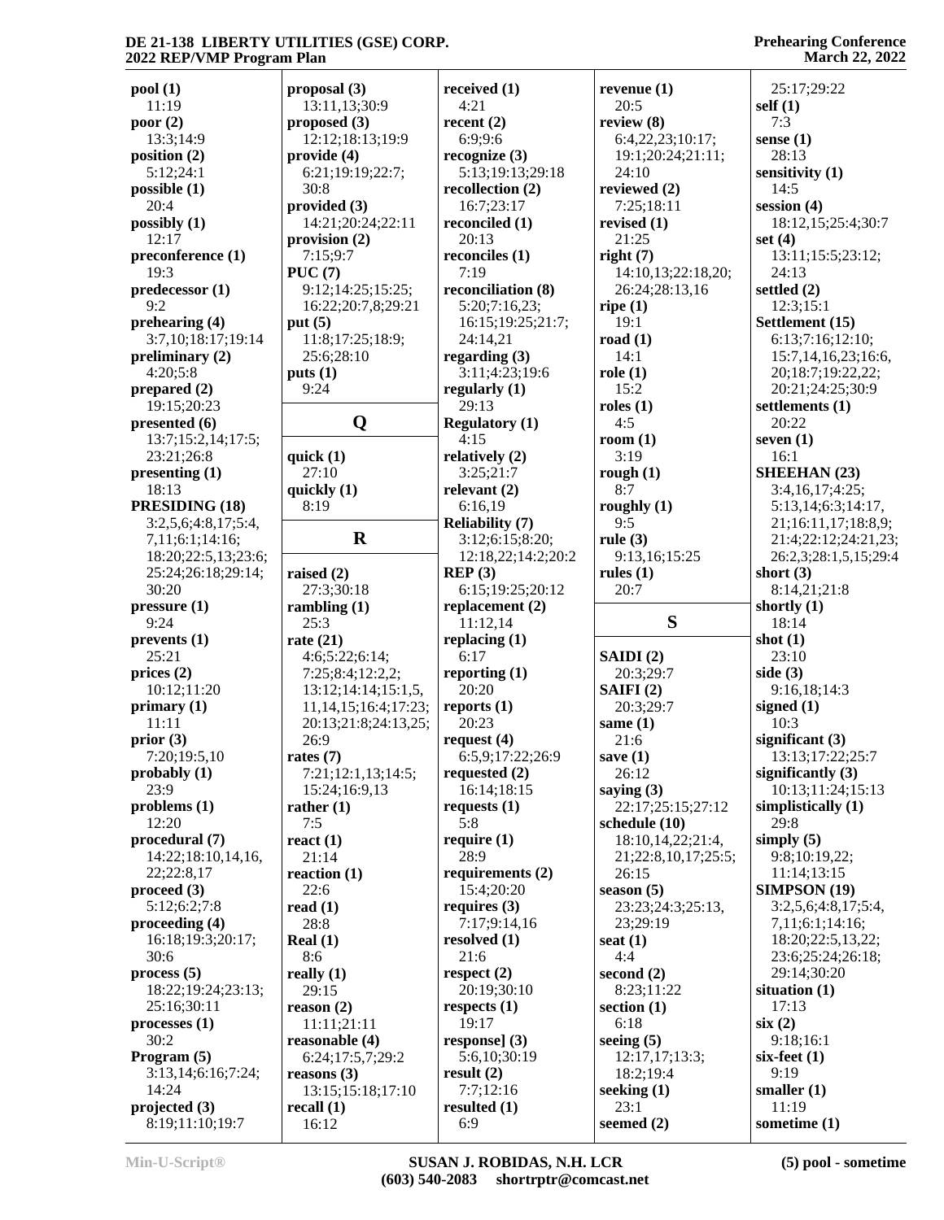**pool (1)**
11:19
**poor (2)**
13:3;14:9
**position (2)**
5:12;24:1
**possible (1)**
20:4
**possibly (1)**
12:17
**preconference (1)**
19:3
**predecessor (1)**
9:2
**prehearing (4)**
3:7,10;18:17;19:14
**preliminary (2)**
4:20;5:8
**prepared (2)**
19:15;20:23
**presented (6)**
13:7;15:2,14;17:5;
23:21;26:8
**presenting (1)**
18:13
**PRESIDING (18)**
3:2,5,6;4:8,17;5:4,
7,11;6:1;14:16;
18:20;22:5,13;23:6;
25:24;26:18;29:14;
30:20
**pressure (1)**
9:24
**prevents (1)**
25:21
**prices (2)**
10:12;11:20
**primary (1)**
11:11
**prior (3)**
7:20;19:5,10
**probably (1)**
23:9
**problems (1)**
12:20
**procedural (7)**
14:22;18:10,14,16,
22;22:8,17
**proceed (3)**
5:12;6:2;7:8
**proceeding (4)**
16:18;19:3;20:17;
30:6
**process (5)**
18:22;19:24;23:13;
25:16;30:11
**processes (1)**
30:2
**Program (5)**
3:13,14;6:16;7:24;
14:24
**projected (3)**
8:19;11:10;19:7
**proposal (3)**
13:11,13;30:9
**proposed (3)**
12:12;18:13;19:9
**provide (4)**
6:21;19:19;22:7;
30:8
**provided (3)**
14:21;20:24;22:11
**provision (2)**
7:15;9:7
**PUC (7)**
9:12;14:25;15:25;
16:22;20:7,8;29:21
**put (5)**
11:8;17:25;18:9;
25:6;28:10
**puts (1)**
9:24

## Q

**quick (1)**
27:10
**quickly (1)**
8:19

## R

**raised (2)**
27:3;30:18
**rambling (1)**
25:3
**rate (21)**
4:6;5:22;6:14;
7:25;8:4;12:2,2;
13:12;14:14;15:1,5,
11,14,15;16:4;17:23;
20:13;21:8;24:13,25;
26:9
**rates (7)**
7:21;12:1,13;14:5;
15:24;16:9,13
**rather (1)**
7:5
**react (1)**
21:14
**reaction (1)**
22:6
**read (1)**
28:8
**Real (1)**
8:6
**really (1)**
29:15
**reason (2)**
11:11;21:11
**reasonable (4)**
6:24;17:5,7;29:2
**reasons (3)**
13:15;15:18;17:10
**recall (1)**
16:12
**received (1)**
4:21
**recent (2)**
6:9;9:6
**recognize (3)**
5:13;19:13;29:18
**recollection (2)**
16:7;23:17
**reconciled (1)**
20:13
**reconciles (1)**
7:19
**reconciliation (8)**
5:20;7:16,23;
16:15;19:25;21:7;
24:14,21
**regarding (3)**
3:11;4:23;19:6
**regularly (1)**
29:13
**Regulatory (1)**
4:15
**relatively (2)**
3:25;21:7
**relevant (2)**
6:16,19
**Reliability (7)**
3:12;6:15;8:20;
12:18,22;14:2;20:2
**REP (3)**
6:15;19:25;20:12
**replacement (2)**
11:12,14
**replacing (1)**
6:17
**reporting (1)**
20:20
**reports (1)**
20:23
**request (4)**
6:5,9;17:22;26:9
**requested (2)**
16:14;18:15
**requests (1)**
5:8
**require (1)**
28:9
**requirements (2)**
15:4;20:20
**requires (3)**
7:17;9:14,16
**resolved (1)**
21:6
**respect (2)**
20:19;30:10
**respects (1)**
19:17
**response] (3)**
5:6,10;30:19
**result (2)**
7:7;12:16
**resulted (1)**
6:9
**revenue (1)**
20:5
**review (8)**
6:4,22,23;10:17;
19:1;20:24;21:11;
24:10
**reviewed (2)**
7:25;18:11
**revised (1)**
21:25
**right (7)**
14:10,13;22:18,20;
26:24;28:13,16
**ripe (1)**
19:1
**road (1)**
14:1
**role (1)**
15:2
**roles (1)**
4:5
**room (1)**
3:19
**rough (1)**
8:7
**roughly (1)**
9:5
**rule (3)**
9:13,16;15:25
**rules (1)**
20:7

## S

**SAIDI (2)**
20:3;29:7
**SAIFI (2)**
20:3;29:7
**same (1)**
21:6
**save (1)**
26:12
**saying (3)**
22:17;25:15;27:12
**schedule (10)**
18:10,14,22;21:4,
21;22:8,10,17;25:5;
26:15
**season (5)**
23:23;24:3;25:13,
23;29:19
**seat (1)**
4:4
**second (2)**
8:23;11:22
**section (1)**
6:18
**seeing (5)**
12:17,17;13:3;
18:2;19:4
**seeking (1)**
23:1
**seemed (2)**
25:17;29:22
**self (1)**
7:3
**sense (1)**
28:13
**sensitivity (1)**
14:5
**session (4)**
18:12,15;25:4;30:7
**set (4)**
13:11;15:5;23:12;
24:13
**settled (2)**
12:3;15:1
**Settlement (15)**
6:13;7:16;12:10;
15:7,14,16,23;16:6,
20;18:7;19:22,22;
20:21;24:25;30:9
**settlements (1)**
20:22
**seven (1)**
16:1
**SHEEHAN (23)**
3:4,16,17;4:25;
5:13,14;6:3;14:17,
21;16:11,17;18:8,9;
21:4;22:12;24:21,23;
26:2,3;28:1,5,15;29:4
**short (3)**
8:14,21;21:8
**shortly (1)**
18:14
**shot (1)**
23:10
**side (3)**
9:16,18;14:3
**signed (1)**
10:3
**significant (3)**
13:13;17:22;25:7
**significantly (3)**
10:13;11:24;15:13
**simplistically (1)**
29:8
**simply (5)**
9:8;10:19,22;
11:14;13:15
**SIMPSON (19)**
3:2,5,6;4:8,17;5:4,
7,11;6:1;14:16;
18:20;22:5,13,22;
23:6;25:24;26:18;
29:14;30:20
**situation (1)**
17:13
**six (2)**
9:18;16:1
**six-feet (1)**
9:19
**smaller (1)**
11:19
**sometime (1)**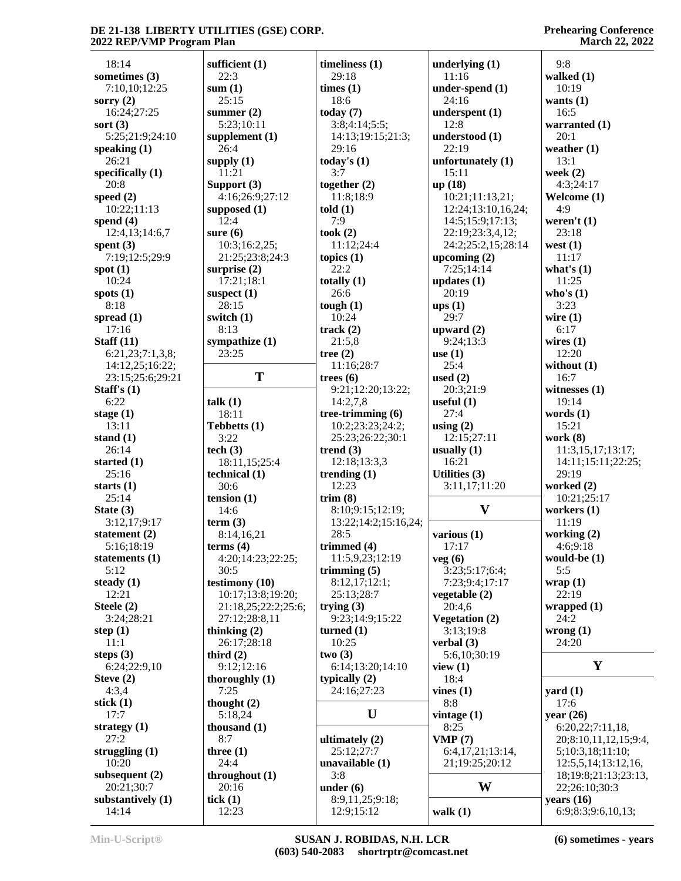18:14
**sometimes (3)**
7:10,10;12:25
**sorry (2)**
16:24;27:25
**sort (3)**
5:25;21:9;24:10
**speaking (1)**
26:21
**specifically (1)**
20:8
**speed (2)**
10:22;11:13
**spend (4)**
12:4,13;14:6,7
**spent (3)**
7:19;12:5;29:9
**spot (1)**
10:24
**spots (1)**
8:18
**spread (1)**
17:16
**Staff (11)**
6:21,23;7:1,3,8;
14:12,25;16:22;
23:15;25:6;29:21
**Staff's (1)**
6:22
**stage (1)**
13:11
**stand (1)**
26:14
**started (1)**
25:16
**starts (1)**
25:14
**State (3)**
3:12,17;9:17
**statement (2)**
5:16;18:19
**statements (1)**
5:12
**steady (1)**
12:21
**Steele (2)**
3:24;28:21
**step (1)**
11:1
**steps (3)**
6:24;22:9,10
**Steve (2)**
4:3,4
**stick (1)**
17:7
**strategy (1)**
27:2
**struggling (1)**
10:20
**subsequent (2)**
20:21;30:7
**substantively (1)**
14:14

**sufficient (1)**
22:3
**sum (1)**
25:15
**summer (2)**
5:23;10:11
**supplement (1)**
26:4
**supply (1)**
11:21
**Support (3)**
4:16;26:9;27:12
**supposed (1)**
12:4
**sure (6)**
10:3;16:2,25;
21:25;23:8;24:3
**surprise (2)**
17:21;18:1
**suspect (1)**
28:15
**switch (1)**
8:13
**sympathize (1)**
23:25

## T

**talk (1)**
18:11
**Tebbetts (1)**
3:22
**tech (3)**
18:11,15;25:4
**technical (1)**
30:6
**tension (1)**
14:6
**term (3)**
8:14,16,21
**terms (4)**
4:20;14:23;22:25;
30:5
**testimony (10)**
10:17;13:8;19:20;
21:18,25;22:2;25:6;
27:12;28:8,11
**thinking (2)**
26:17;28:18
**third (2)**
9:12;12:16
**thoroughly (1)**
7:25
**thought (2)**
5:18,24
**thousand (1)**
8:7
**three (1)**
24:4
**throughout (1)**
20:16
**tick (1)**
12:23

**timeliness (1)**
29:18
**times (1)**
18:6
**today (7)**
3:8;4:14;5:5;
14:13;19:15;21:3;
29:16
**today's (1)**
3:7
**together (2)**
11:8;18:9
**told (1)**
7:9
**took (2)**
11:12;24:4
**topics (1)**
22:2
**totally (1)**
26:6
**tough (1)**
10:24
**track (2)**
21:5,8
**tree (2)**
11:16;28:7
**trees (6)**
9:21;12:20;13:22;
14:2,7,8
**tree-trimming (6)**
10:2;23:23;24:2;
25:23;26:22;30:1
**trend (3)**
12:18;13:3,3
**trending (1)**
12:23
**trim (8)**
8:10;9:15;12:19;
13:22;14:2;15:16,24;
28:5
**trimmed (4)**
11:5,9,23;12:19
**trimming (5)**
8:12,17;12:1;
25:13;28:7
**trying (3)**
9:23;14:9;15:22
**turned (1)**
10:25
**two (3)**
6:14;13:20;14:10
**typically (2)**
24:16;27:23

## U

**ultimately (2)**
25:12;27:7
**unavailable (1)**
3:8
**under (6)**
8:9,11,25;9:18;
12:9;15:12

**underlying (1)**
11:16
**under-spend (1)**
24:16
**underspent (1)**
12:8
**understood (1)**
22:19
**unfortunately (1)**
15:11
**up (18)**
10:21;11:13,21;
12:24;13:10,16,24;
14:5;15:9;17:13;
22:19;23:3,4,12;
24:2;25:2,15;28:14
**upcoming (2)**
7:25;14:14
**updates (1)**
20:19
**ups (1)**
29:7
**upward (2)**
9:24;13:3
**use (1)**
25:4
**used (2)**
20:3;21:9
**useful (1)**
27:4
**using (2)**
12:15;27:11
**usually (1)**
16:21
**Utilities (3)**
3:11,17;11:20

## V

**various (1)**
17:17
**veg (6)**
3:23;5:17;6:4;
7:23;9:4;17:17
**vegetable (2)**
20:4,6
**Vegetation (2)**
3:13;19:8
**verbal (3)**
5:6,10;30:19
**view (1)**
18:4
**vines (1)**
8:8
**vintage (1)**
8:25
**VMP (7)**
6:4,17,21;13:14,
21;19:25;20:12

## W

**walk (1)**

9:8
**walked (1)**
10:19
**wants (1)**
16:5
**warranted (1)**
20:1
**weather (1)**
13:1
**week (2)**
4:3;24:17
**Welcome (1)**
4:9
**weren't (1)**
23:18
**west (1)**
11:17
**what's (1)**
11:25
**who's (1)**
3:23
**wire (1)**
6:17
**wires (1)**
12:20
**without (1)**
16:7
**witnesses (1)**
19:14
**words (1)**
15:21
**work (8)**
11:3,15,17;13:17;
14:11;15:11;22:25;
29:19
**worked (2)**
10:21;25:17
**workers (1)**
11:19
**working (2)**
4:6;9:18
**would-be (1)**
5:5
**wrap (1)**
22:19
**wrapped (1)**
24:2
**wrong (1)**
24:20

## Y

**yard (1)**
17:6
**year (26)**
6:20,22;7:11,18,
20;8:10,11,12,15;9:4,
5;10:3,18;11:10;
12:5,5,14;13:12,16,
18;19:8;21:13;23:13,
22;26:10;30:3
**years (16)**
6:9;8:3;9:6,10,13;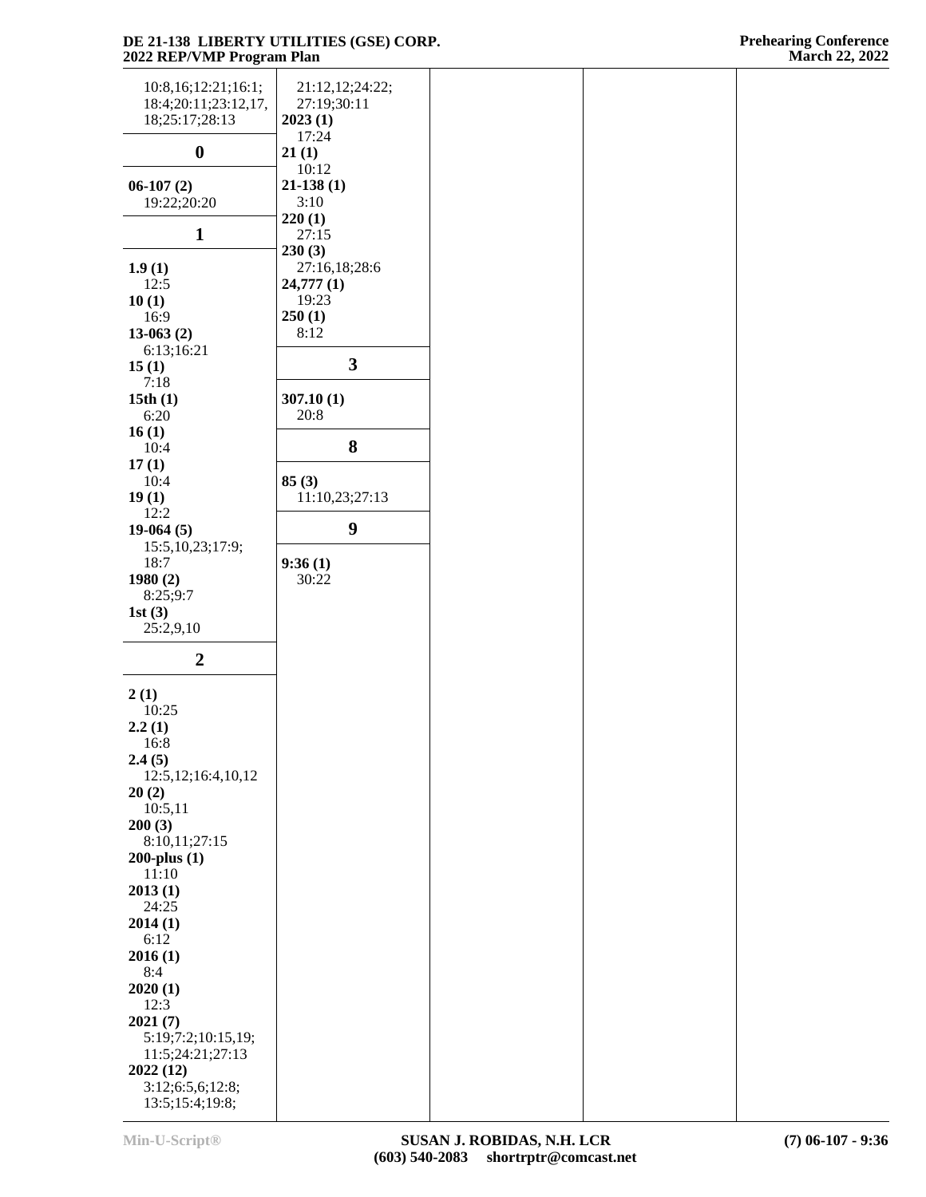10:8,16;12:21;16:1;
18:4;20:11;23:12,17,
18;25:17;28:13

### 0

**06-107 (2)**
19:22;20:20

### 1

**1.9 (1)**
12:5
**10 (1)**
16:9
**13-063 (2)**
6:13;16:21
**15 (1)**
7:18
**15th (1)**
6:20
**16 (1)**
10:4
**17 (1)**
10:4
**19 (1)**
12:2
**19-064 (5)**
15:5,10,23;17:9;
18:7
**1980 (2)**
8:25;9:7
**1st (3)**
25:2,9,10

### 2

**2 (1)**
10:25
**2.2 (1)**
16:8
**2.4 (5)**
12:5,12;16:4,10,12
**20 (2)**
10:5,11
**200 (3)**
8:10,11;27:15
**200-plus (1)**
11:10
**2013 (1)**
24:25
**2014 (1)**
6:12
**2016 (1)**
8:4
**2020 (1)**
12:3
**2021 (7)**
5:19;7:2;10:15,19;
11:5;24:21;27:13
**2022 (12)**
3:12;6:5,6;12:8;
13:5;15:4;19:8;
21:12,12;24:22;
27:19;30:11
**2023 (1)**
17:24
**21 (1)**
10:12
**21-138 (1)**
3:10
**220 (1)**
27:15
**230 (3)**
27:16,18;28:6
**24,777 (1)**
19:23
**250 (1)**
8:12

### 3

**307.10 (1)**
20:8

### 8

**85 (3)**
11:10,23;27:13

### 9

**9:36 (1)**
30:22